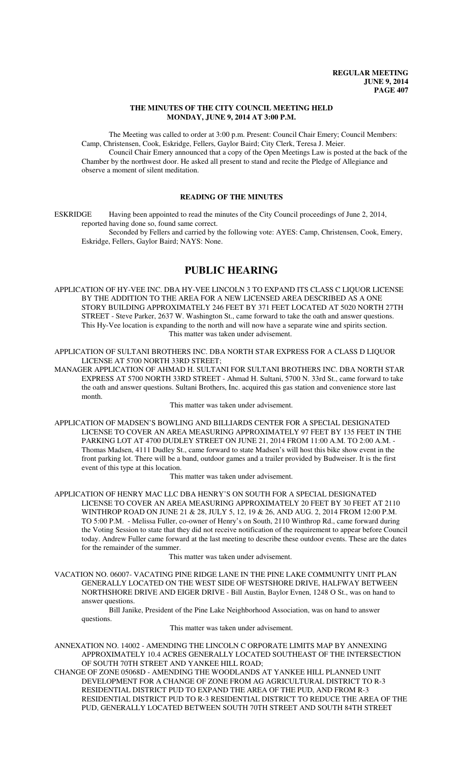# THE MINUTES OF THE CITY COUNCIL MEETING HELD MONDAY, JUNE 9, 2014 AT 3:00 P.M.

The Meeting was called to order at 3:00 p.m. Present: Council Chair Emery; Council Members: Camp, Christensen, Cook, Eskridge, Fellers, Gaylor Baird; City Clerk, Teresa J. Meier.

Council Chair Emery announced that a copy of the Open Meetings Law is posted at the back of the Chamber by the northwest door. He asked all present to stand and recite the Pledge of Allegiance and observe a moment of silent meditation.

## READING OF THE MINUTES

ESKRIDGE Having been appointed to read the minutes of the City Council proceedings of June 2, 2014, reported having done so, found same correct.

Seconded by Fellers and carried by the following vote: AYES: Camp, Christensen, Cook, Emery, Eskridge, Fellers, Gaylor Baird; NAYS: None.

# PUBLIC HEARING

APPLICATION OF HY-VEE INC. DBA HY-VEE LINCOLN 3 TO EXPAND ITS CLASS C LIQUOR LICENSE BY THE ADDITION TO THE AREA FOR A NEW LICENSED AREA DESCRIBED AS A ONE STORY BUILDING APPROXIMATELY 246 FEET BY 371 FEET LOCATED AT 5020 NORTH 27TH STREET - Steve Parker, 2637 W. Washington St., came forward to take the oath and answer questions. This Hy-Vee location is expanding to the north and will now have a separate wine and spirits section.

This matter was taken under advisement.

APPLICATION OF SULTANI BROTHERS INC. DBA NORTH STAR EXPRESS FOR A CLASS D LIQUOR LICENSE AT 5700 NORTH 33RD STREET;

MANAGER APPLICATION OF AHMAD H. SULTANI FOR SULTANI BROTHERS INC. DBA NORTH STAR EXPRESS AT 5700 NORTH 33RD STREET - Ahmad H. Sultani, 5700 N. 33rd St., came forward to take the oath and answer questions. Sultani Brothers, Inc. acquired this gas station and convenience store last month.

This matter was taken under advisement.

APPLICATION OF MADSEN'S BOWLING AND BILLIARDS CENTER FOR A SPECIAL DESIGNATED LICENSE TO COVER AN AREA MEASURING APPROXIMATELY 97 FEET BY 135 FEET IN THE PARKING LOT AT 4700 DUDLEY STREET ON JUNE 21, 2014 FROM 11:00 A.M. TO 2:00 A.M. - Thomas Madsen, 4111 Dudley St., came forward to state Madsen's will host this bike show event in the front parking lot. There will be a band, outdoor games and a trailer provided by Budweiser. It is the first event of this type at this location.

This matter was taken under advisement.

APPLICATION OF HENRY MAC LLC DBA HENRY'S ON SOUTH FOR A SPECIAL DESIGNATED LICENSE TO COVER AN AREA MEASURING APPROXIMATELY 20 FEET BY 30 FEET AT 2110 WINTHROP ROAD ON JUNE 21 & 28, JULY 5, 12, 19 & 26, AND AUG. 2, 2014 FROM 12:00 P.M. TO 5:00 P.M. - Melissa Fuller, co-owner of Henry's on South, 2110 Winthrop Rd., came forward during the Voting Session to state that they did not receive notification of the requirement to appear before Council today. Andrew Fuller came forward at the last meeting to describe these outdoor events. These are the dates for the remainder of the summer.

This matter was taken under advisement.

VACATION NO. 06007- VACATING PINE RIDGE LANE IN THE PINE LAKE COMMUNITY UNIT PLAN GENERALLY LOCATED ON THE WEST SIDE OF WESTSHORE DRIVE, HALFWAY BETWEEN NORTHSHORE DRIVE AND EIGER DRIVE - Bill Austin, Baylor Evnen, 1248 O St., was on hand to answer questions.

Bill Janike, President of the Pine Lake Neighborhood Association, was on hand to answer questions.

This matter was taken under advisement.

ANNEXATION NO. 14002 - AMENDING THE LINCOLN C ORPORATE LIMITS MAP BY ANNEXING APPROXIMATELY 10.4 ACRES GENERALLY LOCATED SOUTHEAST OF THE INTERSECTION OF SOUTH 70TH STREET AND YANKEE HILL ROAD;

CHANGE OF ZONE 05068D - AMENDING THE WOODLANDS AT YANKEE HILL PLANNED UNIT DEVELOPMENT FOR A CHANGE OF ZONE FROM AG AGRICULTURAL DISTRICT TO R-3 RESIDENTIAL DISTRICT PUD TO EXPAND THE AREA OF THE PUD, AND FROM R-3 RESIDENTIAL DISTRICT PUD TO R-3 RESIDENTIAL DISTRICT TO REDUCE THE AREA OF THE PUD, GENERALLY LOCATED BETWEEN SOUTH 70TH STREET AND SOUTH 84TH STREET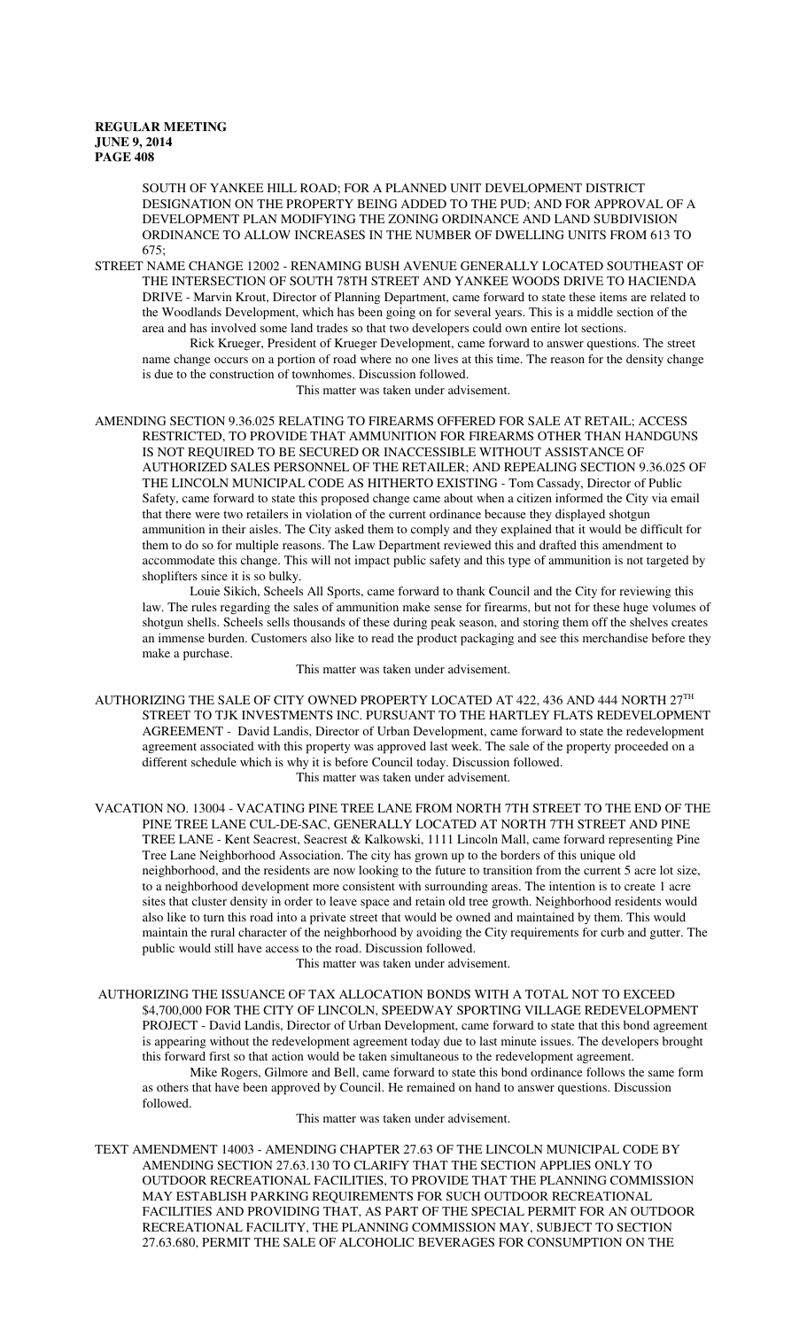SOUTH OF YANKEE HILL ROAD; FOR A PLANNED UNIT DEVELOPMENT DISTRICT DESIGNATION ON THE PROPERTY BEING ADDED TO THE PUD; AND FOR APPROVAL OF A DEVELOPMENT PLAN MODIFYING THE ZONING ORDINANCE AND LAND SUBDIVISION ORDINANCE TO ALLOW INCREASES IN THE NUMBER OF DWELLING UNITS FROM 613 TO 675;

STREET NAME CHANGE 12002 - RENAMING BUSH AVENUE GENERALLY LOCATED SOUTHEAST OF THE INTERSECTION OF SOUTH 78TH STREET AND YANKEE WOODS DRIVE TO HACIENDA DRIVE - Marvin Krout, Director of Planning Department, came forward to state these items are related to the Woodlands Development, which has been going on for several years. This is a middle section of the area and has involved some land trades so that two developers could own entire lot sections.

Rick Krueger, President of Krueger Development, came forward to answer questions. The street name change occurs on a portion of road where no one lives at this time. The reason for the density change is due to the construction of townhomes. Discussion followed.

This matter was taken under advisement.

AMENDING SECTION 9.36.025 RELATING TO FIREARMS OFFERED FOR SALE AT RETAIL; ACCESS RESTRICTED, TO PROVIDE THAT AMMUNITION FOR FIREARMS OTHER THAN HANDGUNS IS NOT REQUIRED TO BE SECURED OR INACCESSIBLE WITHOUT ASSISTANCE OF AUTHORIZED SALES PERSONNEL OF THE RETAILER; AND REPEALING SECTION 9.36.025 OF THE LINCOLN MUNICIPAL CODE AS HITHERTO EXISTING - Tom Cassady, Director of Public Safety, came forward to state this proposed change came about when a citizen informed the City via email that there were two retailers in violation of the current ordinance because they displayed shotgun ammunition in their aisles. The City asked them to comply and they explained that it would be difficult for them to do so for multiple reasons. The Law Department reviewed this and drafted this amendment to accommodate this change. This will not impact public safety and this type of ammunition is not targeted by shoplifters since it is so bulky.

Louie Sikich, Scheels All Sports, came forward to thank Council and the City for reviewing this law. The rules regarding the sales of ammunition make sense for firearms, but not for these huge volumes of shotgun shells. Scheels sells thousands of these during peak season, and storing them off the shelves creates an immense burden. Customers also like to read the product packaging and see this merchandise before they make a purchase.

This matter was taken under advisement.

AUTHORIZING THE SALE OF CITY OWNED PROPERTY LOCATED AT 422, 436 AND 444 NORTH 27TH STREET TO TJK INVESTMENTS INC. PURSUANT TO THE HARTLEY FLATS REDEVELOPMENT AGREEMENT - David Landis, Director of Urban Development, came forward to state the redevelopment agreement associated with this property was approved last week. The sale of the property proceeded on a different schedule which is why it is before Council today. Discussion followed.

This matter was taken under advisement.

VACATION NO. 13004 - VACATING PINE TREE LANE FROM NORTH 7TH STREET TO THE END OF THE PINE TREE LANE CUL-DE-SAC, GENERALLY LOCATED AT NORTH 7TH STREET AND PINE TREE LANE - Kent Seacrest, Seacrest & Kalkowski, 1111 Lincoln Mall, came forward representing Pine Tree Lane Neighborhood Association. The city has grown up to the borders of this unique old neighborhood, and the residents are now looking to the future to transition from the current 5 acre lot size, to a neighborhood development more consistent with surrounding areas. The intention is to create 1 acre sites that cluster density in order to leave space and retain old tree growth. Neighborhood residents would also like to turn this road into a private street that would be owned and maintained by them. This would maintain the rural character of the neighborhood by avoiding the City requirements for curb and gutter. The public would still have access to the road. Discussion followed.

This matter was taken under advisement.

AUTHORIZING THE ISSUANCE OF TAX ALLOCATION BONDS WITH A TOTAL NOT TO EXCEED $4,700,000 FOR THE CITY OF LINCOLN, SPEEDWAY SPORTING VILLAGE REDEVELOPMENT PROJECT - David Landis, Director of Urban Development, came forward to state that this bond agreement is appearing without the redevelopment agreement today due to last minute issues. The developers brought this forward first so that action would be taken simultaneous to the redevelopment agreement.

Mike Rogers, Gilmore and Bell, came forward to state this bond ordinance follows the same form as others that have been approved by Council. He remained on hand to answer questions. Discussion followed.

This matter was taken under advisement.

TEXT AMENDMENT 14003 - AMENDING CHAPTER 27.63 OF THE LINCOLN MUNICIPAL CODE BY AMENDING SECTION 27.63.130 TO CLARIFY THAT THE SECTION APPLIES ONLY TO OUTDOOR RECREATIONAL FACILITIES, TO PROVIDE THAT THE PLANNING COMMISSION MAY ESTABLISH PARKING REQUIREMENTS FOR SUCH OUTDOOR RECREATIONAL FACILITIES AND PROVIDING THAT, AS PART OF THE SPECIAL PERMIT FOR AN OUTDOOR RECREATIONAL FACILITY, THE PLANNING COMMISSION MAY, SUBJECT TO SECTION 27.63.680, PERMIT THE SALE OF ALCOHOLIC BEVERAGES FOR CONSUMPTION ON THE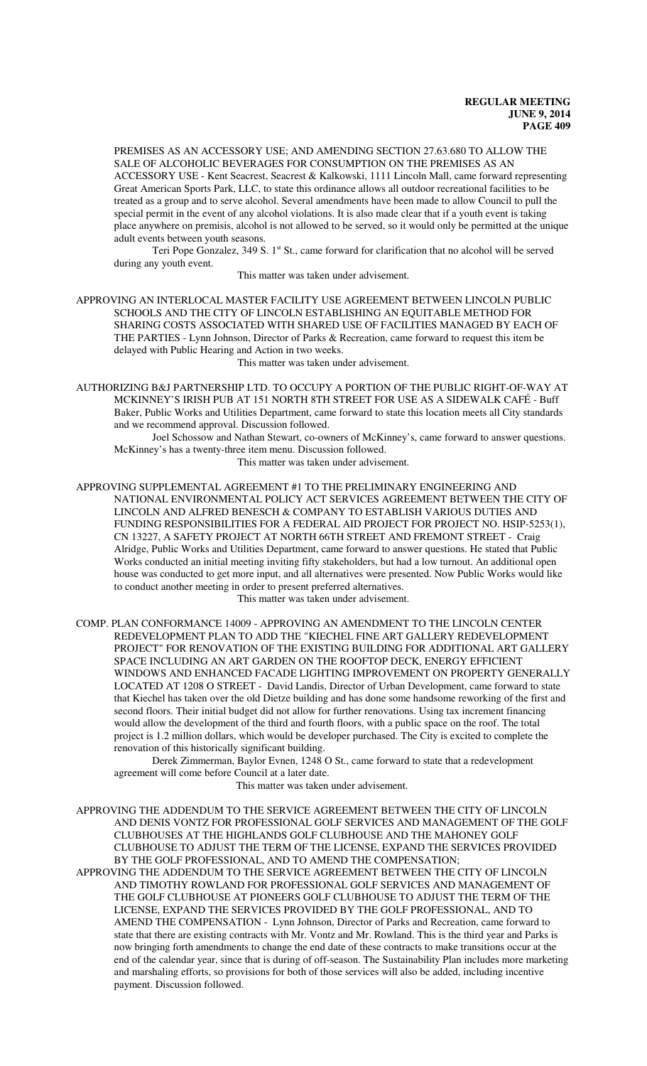PREMISES AS AN ACCESSORY USE; AND AMENDING SECTION 27.63.680 TO ALLOW THE SALE OF ALCOHOLIC BEVERAGES FOR CONSUMPTION ON THE PREMISES AS AN ACCESSORY USE - Kent Seacrest, Seacrest & Kalkowski, 1111 Lincoln Mall, came forward representing Great American Sports Park, LLC, to state this ordinance allows all outdoor recreational facilities to be treated as a group and to serve alcohol. Several amendments have been made to allow Council to pull the special permit in the event of any alcohol violations. It is also made clear that if a youth event is taking place anywhere on premisis, alcohol is not allowed to be served, so it would only be permitted at the unique adult events between youth seasons.

Teri Pope Gonzalez, 349 S. 1st St., came forward for clarification that no alcohol will be served during any youth event.

This matter was taken under advisement.

APPROVING AN INTERLOCAL MASTER FACILITY USE AGREEMENT BETWEEN LINCOLN PUBLIC SCHOOLS AND THE CITY OF LINCOLN ESTABLISHING AN EQUITABLE METHOD FOR SHARING COSTS ASSOCIATED WITH SHARED USE OF FACILITIES MANAGED BY EACH OF THE PARTIES - Lynn Johnson, Director of Parks & Recreation, came forward to request this item be delayed with Public Hearing and Action in two weeks.

This matter was taken under advisement.

AUTHORIZING B&J PARTNERSHIP LTD. TO OCCUPY A PORTION OF THE PUBLIC RIGHT-OF-WAY AT MCKINNEY'S IRISH PUB AT 151 NORTH 8TH STREET FOR USE AS A SIDEWALK CAFÉ - Buff Baker, Public Works and Utilities Department, came forward to state this location meets all City standards and we recommend approval. Discussion followed.

Joel Schossow and Nathan Stewart, co-owners of McKinney's, came forward to answer questions. McKinney's has a twenty-three item menu. Discussion followed.

This matter was taken under advisement.

APPROVING SUPPLEMENTAL AGREEMENT #1 TO THE PRELIMINARY ENGINEERING AND NATIONAL ENVIRONMENTAL POLICY ACT SERVICES AGREEMENT BETWEEN THE CITY OF LINCOLN AND ALFRED BENESCH & COMPANY TO ESTABLISH VARIOUS DUTIES AND FUNDING RESPONSIBILITIES FOR A FEDERAL AID PROJECT FOR PROJECT NO. HSIP-5253(1), CN 13227, A SAFETY PROJECT AT NORTH 66TH STREET AND FREMONT STREET - Craig Alridge, Public Works and Utilities Department, came forward to answer questions. He stated that Public Works conducted an initial meeting inviting fifty stakeholders, but had a low turnout. An additional open house was conducted to get more input, and all alternatives were presented. Now Public Works would like to conduct another meeting in order to present preferred alternatives.

This matter was taken under advisement.

COMP. PLAN CONFORMANCE 14009 - APPROVING AN AMENDMENT TO THE LINCOLN CENTER REDEVELOPMENT PLAN TO ADD THE "KIECHEL FINE ART GALLERY REDEVELOPMENT PROJECT" FOR RENOVATION OF THE EXISTING BUILDING FOR ADDITIONAL ART GALLERY SPACE INCLUDING AN ART GARDEN ON THE ROOFTOP DECK, ENERGY EFFICIENT WINDOWS AND ENHANCED FACADE LIGHTING IMPROVEMENT ON PROPERTY GENERALLY LOCATED AT 1208 O STREET - David Landis, Director of Urban Development, came forward to state that Kiechel has taken over the old Dietze building and has done some handsome reworking of the first and second floors. Their initial budget did not allow for further renovations. Using tax increment financing would allow the development of the third and fourth floors, with a public space on the roof. The total project is 1.2 million dollars, which would be developer purchased. The City is excited to complete the renovation of this historically significant building.

Derek Zimmerman, Baylor Evnen, 1248 O St., came forward to state that a redevelopment agreement will come before Council at a later date.

This matter was taken under advisement.

APPROVING THE ADDENDUM TO THE SERVICE AGREEMENT BETWEEN THE CITY OF LINCOLN AND DENIS VONTZ FOR PROFESSIONAL GOLF SERVICES AND MANAGEMENT OF THE GOLF CLUBHOUSES AT THE HIGHLANDS GOLF CLUBHOUSE AND THE MAHONEY GOLF CLUBHOUSE TO ADJUST THE TERM OF THE LICENSE, EXPAND THE SERVICES PROVIDED BY THE GOLF PROFESSIONAL, AND TO AMEND THE COMPENSATION;

APPROVING THE ADDENDUM TO THE SERVICE AGREEMENT BETWEEN THE CITY OF LINCOLN AND TIMOTHY ROWLAND FOR PROFESSIONAL GOLF SERVICES AND MANAGEMENT OF THE GOLF CLUBHOUSE AT PIONEERS GOLF CLUBHOUSE TO ADJUST THE TERM OF THE LICENSE, EXPAND THE SERVICES PROVIDED BY THE GOLF PROFESSIONAL, AND TO AMEND THE COMPENSATION - Lynn Johnson, Director of Parks and Recreation, came forward to state that there are existing contracts with Mr. Vontz and Mr. Rowland. This is the third year and Parks is now bringing forth amendments to change the end date of these contracts to make transitions occur at the end of the calendar year, since that is during of off-season. The Sustainability Plan includes more marketing and marshaling efforts, so provisions for both of those services will also be added, including incentive payment. Discussion followed.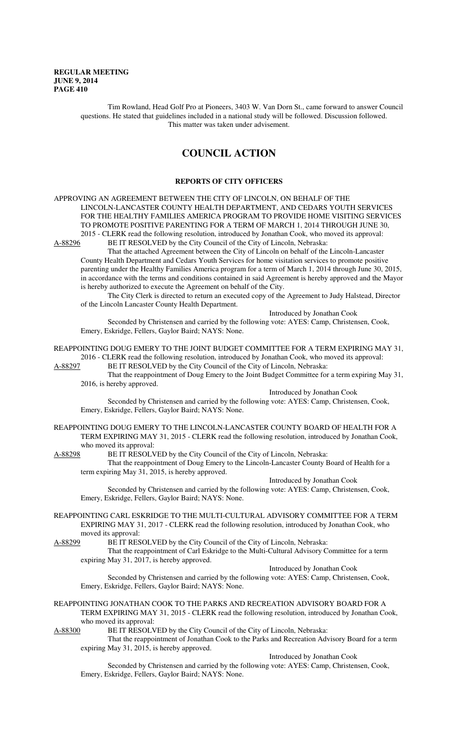Tim Rowland, Head Golf Pro at Pioneers, 3403 W. Van Dorn St., came forward to answer Council questions. He stated that guidelines included in a national study will be followed. Discussion followed. This matter was taken under advisement.

# COUNCIL ACTION

## REPORTS OF CITY OFFICERS

APPROVING AN AGREEMENT BETWEEN THE CITY OF LINCOLN, ON BEHALF OF THE LINCOLN-LANCASTER COUNTY HEALTH DEPARTMENT, AND CEDARS YOUTH SERVICES FOR THE HEALTHY FAMILIES AMERICA PROGRAM TO PROVIDE HOME VISITING SERVICES TO PROMOTE POSITIVE PARENTING FOR A TERM OF MARCH 1, 2014 THROUGH JUNE 30, 2015 - CLERK read the following resolution, introduced by Jonathan Cook, who moved its approval:

A-88296 BE IT RESOLVED by the City Council of the City of Lincoln, Nebraska:

That the attached Agreement between the City of Lincoln on behalf of the Lincoln-Lancaster County Health Department and Cedars Youth Services for home visitation services to promote positive parenting under the Healthy Families America program for a term of March 1, 2014 through June 30, 2015, in accordance with the terms and conditions contained in said Agreement is hereby approved and the Mayor is hereby authorized to execute the Agreement on behalf of the City.

The City Clerk is directed to return an executed copy of the Agreement to Judy Halstead, Director of the Lincoln Lancaster County Health Department.

Introduced by Jonathan Cook

Seconded by Christensen and carried by the following vote: AYES: Camp, Christensen, Cook, Emery, Eskridge, Fellers, Gaylor Baird; NAYS: None.

REAPPOINTING DOUG EMERY TO THE JOINT BUDGET COMMITTEE FOR A TERM EXPIRING MAY 31, 2016 - CLERK read the following resolution, introduced by Jonathan Cook, who moved its approval:

A-88297 BE IT RESOLVED by the City Council of the City of Lincoln, Nebraska:

That the reappointment of Doug Emery to the Joint Budget Committee for a term expiring May 31, 2016, is hereby approved.

Introduced by Jonathan Cook

Seconded by Christensen and carried by the following vote: AYES: Camp, Christensen, Cook, Emery, Eskridge, Fellers, Gaylor Baird; NAYS: None.

REAPPOINTING DOUG EMERY TO THE LINCOLN-LANCASTER COUNTY BOARD OF HEALTH FOR A TERM EXPIRING MAY 31, 2015 - CLERK read the following resolution, introduced by Jonathan Cook, who moved its approval:

A-88298 BE IT RESOLVED by the City Council of the City of Lincoln, Nebraska:

That the reappointment of Doug Emery to the Lincoln-Lancaster County Board of Health for a term expiring May 31, 2015, is hereby approved.

Introduced by Jonathan Cook

Seconded by Christensen and carried by the following vote: AYES: Camp, Christensen, Cook, Emery, Eskridge, Fellers, Gaylor Baird; NAYS: None.

REAPPOINTING CARL ESKRIDGE TO THE MULTI-CULTURAL ADVISORY COMMITTEE FOR A TERM EXPIRING MAY 31, 2017 - CLERK read the following resolution, introduced by Jonathan Cook, who moved its approval:

A-88299 BE IT RESOLVED by the City Council of the City of Lincoln, Nebraska:

That the reappointment of Carl Eskridge to the Multi-Cultural Advisory Committee for a term expiring May 31, 2017, is hereby approved.

Introduced by Jonathan Cook

Seconded by Christensen and carried by the following vote: AYES: Camp, Christensen, Cook, Emery, Eskridge, Fellers, Gaylor Baird; NAYS: None.

REAPPOINTING JONATHAN COOK TO THE PARKS AND RECREATION ADVISORY BOARD FOR A TERM EXPIRING MAY 31, 2015 - CLERK read the following resolution, introduced by Jonathan Cook, who moved its approval:

A-88300 BE IT RESOLVED by the City Council of the City of Lincoln, Nebraska:

That the reappointment of Jonathan Cook to the Parks and Recreation Advisory Board for a term expiring May 31, 2015, is hereby approved.

Introduced by Jonathan Cook

Seconded by Christensen and carried by the following vote: AYES: Camp, Christensen, Cook, Emery, Eskridge, Fellers, Gaylor Baird; NAYS: None.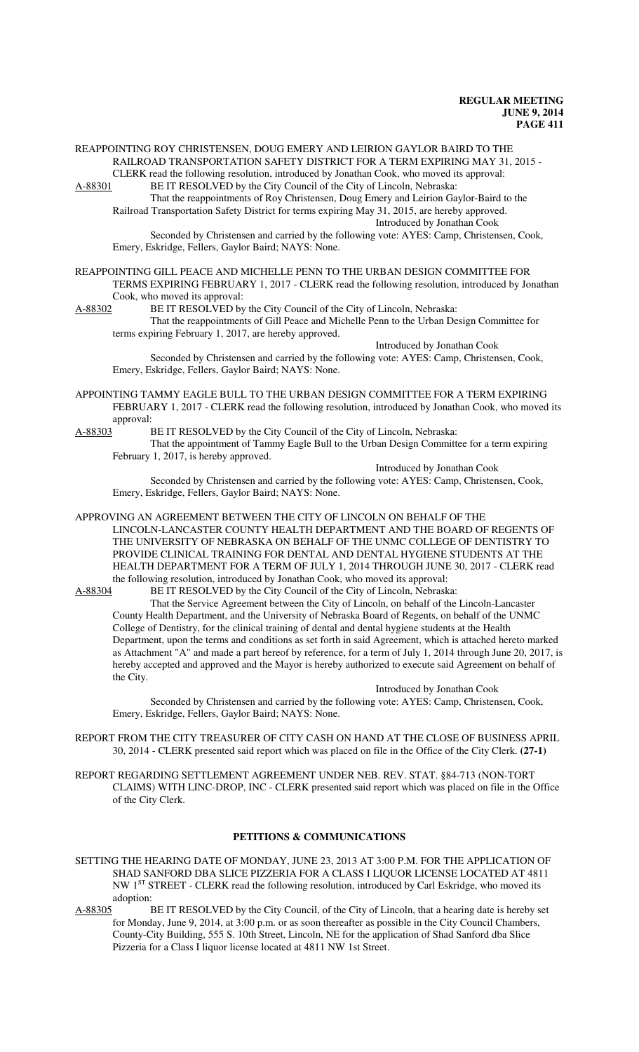REAPPOINTING ROY CHRISTENSEN, DOUG EMERY AND LEIRION GAYLOR BAIRD TO THE RAILROAD TRANSPORTATION SAFETY DISTRICT FOR A TERM EXPIRING MAY 31, 2015 - CLERK read the following resolution, introduced by Jonathan Cook, who moved its approval:

A-88301 BE IT RESOLVED by the City Council of the City of Lincoln, Nebraska:

That the reappointments of Roy Christensen, Doug Emery and Leirion Gaylor-Baird to the Railroad Transportation Safety District for terms expiring May 31, 2015, are hereby approved.

Introduced by Jonathan Cook

Seconded by Christensen and carried by the following vote: AYES: Camp, Christensen, Cook, Emery, Eskridge, Fellers, Gaylor Baird; NAYS: None.

REAPPOINTING GILL PEACE AND MICHELLE PENN TO THE URBAN DESIGN COMMITTEE FOR TERMS EXPIRING FEBRUARY 1, 2017 - CLERK read the following resolution, introduced by Jonathan Cook, who moved its approval:

A-88302 BE IT RESOLVED by the City Council of the City of Lincoln, Nebraska:

That the reappointments of Gill Peace and Michelle Penn to the Urban Design Committee for terms expiring February 1, 2017, are hereby approved.

Introduced by Jonathan Cook

Seconded by Christensen and carried by the following vote: AYES: Camp, Christensen, Cook, Emery, Eskridge, Fellers, Gaylor Baird; NAYS: None.

APPOINTING TAMMY EAGLE BULL TO THE URBAN DESIGN COMMITTEE FOR A TERM EXPIRING FEBRUARY 1, 2017 - CLERK read the following resolution, introduced by Jonathan Cook, who moved its approval:

A-88303 BE IT RESOLVED by the City Council of the City of Lincoln, Nebraska:

That the appointment of Tammy Eagle Bull to the Urban Design Committee for a term expiring February 1, 2017, is hereby approved.

Introduced by Jonathan Cook

Seconded by Christensen and carried by the following vote: AYES: Camp, Christensen, Cook, Emery, Eskridge, Fellers, Gaylor Baird; NAYS: None.

APPROVING AN AGREEMENT BETWEEN THE CITY OF LINCOLN ON BEHALF OF THE LINCOLN-LANCASTER COUNTY HEALTH DEPARTMENT AND THE BOARD OF REGENTS OF THE UNIVERSITY OF NEBRASKA ON BEHALF OF THE UNMC COLLEGE OF DENTISTRY TO PROVIDE CLINICAL TRAINING FOR DENTAL AND DENTAL HYGIENE STUDENTS AT THE HEALTH DEPARTMENT FOR A TERM OF JULY 1, 2014 THROUGH JUNE 30, 2017 - CLERK read the following resolution, introduced by Jonathan Cook, who moved its approval:

A-88304 BE IT RESOLVED by the City Council of the City of Lincoln, Nebraska:

That the Service Agreement between the City of Lincoln, on behalf of the Lincoln-Lancaster County Health Department, and the University of Nebraska Board of Regents, on behalf of the UNMC College of Dentistry, for the clinical training of dental and dental hygiene students at the Health Department, upon the terms and conditions as set forth in said Agreement, which is attached hereto marked as Attachment "A" and made a part hereof by reference, for a term of July 1, 2014 through June 20, 2017, is hereby accepted and approved and the Mayor is hereby authorized to execute said Agreement on behalf of the City.

Introduced by Jonathan Cook

Seconded by Christensen and carried by the following vote: AYES: Camp, Christensen, Cook, Emery, Eskridge, Fellers, Gaylor Baird; NAYS: None.

REPORT FROM THE CITY TREASURER OF CITY CASH ON HAND AT THE CLOSE OF BUSINESS APRIL 30, 2014 - CLERK presented said report which was placed on file in the Office of the City Clerk. **(27-1)**

REPORT REGARDING SETTLEMENT AGREEMENT UNDER NEB. REV. STAT. §84-713 (NON-TORT CLAIMS) WITH LINC-DROP, INC - CLERK presented said report which was placed on file in the Office of the City Clerk.

## PETITIONS & COMMUNICATIONS

SETTING THE HEARING DATE OF MONDAY, JUNE 23, 2013 AT 3:00 P.M. FOR THE APPLICATION OF SHAD SANFORD DBA SLICE PIZZERIA FOR A CLASS I LIQUOR LICENSE LOCATED AT 4811 NW 1ST STREET - CLERK read the following resolution, introduced by Carl Eskridge, who moved its adoption:

A-88305 BE IT RESOLVED by the City Council, of the City of Lincoln, that a hearing date is hereby set for Monday, June 9, 2014, at 3:00 p.m. or as soon thereafter as possible in the City Council Chambers, County-City Building, 555 S. 10th Street, Lincoln, NE for the application of Shad Sanford dba Slice Pizzeria for a Class I liquor license located at 4811 NW 1st Street.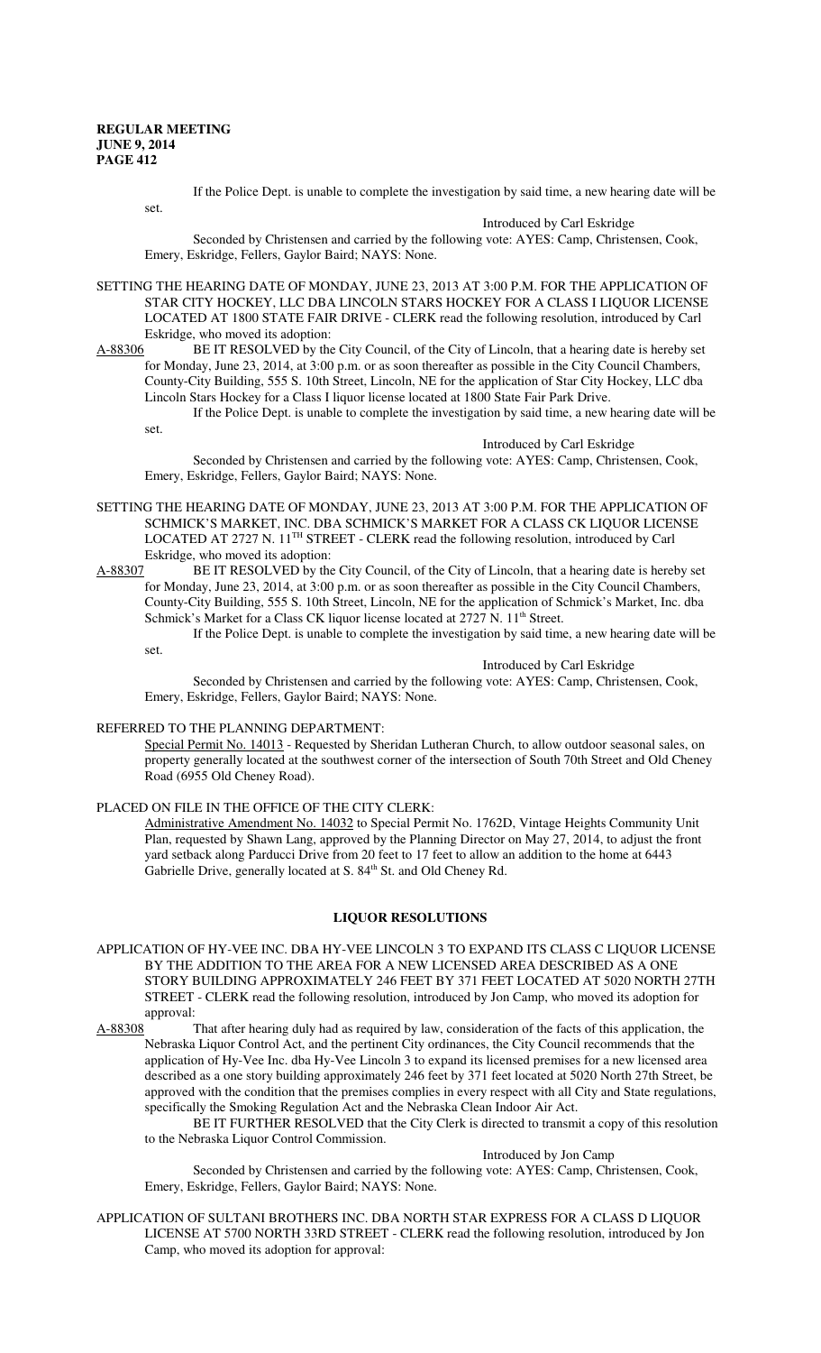If the Police Dept. is unable to complete the investigation by said time, a new hearing date will be set.

Introduced by Carl Eskridge

Seconded by Christensen and carried by the following vote: AYES: Camp, Christensen, Cook, Emery, Eskridge, Fellers, Gaylor Baird; NAYS: None.

SETTING THE HEARING DATE OF MONDAY, JUNE 23, 2013 AT 3:00 P.M. FOR THE APPLICATION OF STAR CITY HOCKEY, LLC DBA LINCOLN STARS HOCKEY FOR A CLASS I LIQUOR LICENSE LOCATED AT 1800 STATE FAIR DRIVE - CLERK read the following resolution, introduced by Carl Eskridge, who moved its adoption:

A-88306 BE IT RESOLVED by the City Council, of the City of Lincoln, that a hearing date is hereby set for Monday, June 23, 2014, at 3:00 p.m. or as soon thereafter as possible in the City Council Chambers, County-City Building, 555 S. 10th Street, Lincoln, NE for the application of Star City Hockey, LLC dba Lincoln Stars Hockey for a Class I liquor license located at 1800 State Fair Park Drive.

If the Police Dept. is unable to complete the investigation by said time, a new hearing date will be set.

Introduced by Carl Eskridge

Seconded by Christensen and carried by the following vote: AYES: Camp, Christensen, Cook, Emery, Eskridge, Fellers, Gaylor Baird; NAYS: None.

SETTING THE HEARING DATE OF MONDAY, JUNE 23, 2013 AT 3:00 P.M. FOR THE APPLICATION OF SCHMICK'S MARKET, INC. DBA SCHMICK'S MARKET FOR A CLASS CK LIQUOR LICENSE LOCATED AT 2727 N. 11TH STREET - CLERK read the following resolution, introduced by Carl Eskridge, who moved its adoption:

A-88307 BE IT RESOLVED by the City Council, of the City of Lincoln, that a hearing date is hereby set for Monday, June 23, 2014, at 3:00 p.m. or as soon thereafter as possible in the City Council Chambers, County-City Building, 555 S. 10th Street, Lincoln, NE for the application of Schmick's Market, Inc. dba Schmick's Market for a Class CK liquor license located at 2727 N. 11th Street.

If the Police Dept. is unable to complete the investigation by said time, a new hearing date will be set.

Introduced by Carl Eskridge

Seconded by Christensen and carried by the following vote: AYES: Camp, Christensen, Cook, Emery, Eskridge, Fellers, Gaylor Baird; NAYS: None.

REFERRED TO THE PLANNING DEPARTMENT:

Special Permit No. 14013 - Requested by Sheridan Lutheran Church, to allow outdoor seasonal sales, on property generally located at the southwest corner of the intersection of South 70th Street and Old Cheney Road (6955 Old Cheney Road).

PLACED ON FILE IN THE OFFICE OF THE CITY CLERK:

Administrative Amendment No. 14032 to Special Permit No. 1762D, Vintage Heights Community Unit Plan, requested by Shawn Lang, approved by the Planning Director on May 27, 2014, to adjust the front yard setback along Parducci Drive from 20 feet to 17 feet to allow an addition to the home at 6443 Gabrielle Drive, generally located at S. 84th St. and Old Cheney Rd.

## LIQUOR RESOLUTIONS

APPLICATION OF HY-VEE INC. DBA HY-VEE LINCOLN 3 TO EXPAND ITS CLASS C LIQUOR LICENSE BY THE ADDITION TO THE AREA FOR A NEW LICENSED AREA DESCRIBED AS A ONE STORY BUILDING APPROXIMATELY 246 FEET BY 371 FEET LOCATED AT 5020 NORTH 27TH STREET - CLERK read the following resolution, introduced by Jon Camp, who moved its adoption for approval:

A-88308 That after hearing duly had as required by law, consideration of the facts of this application, the Nebraska Liquor Control Act, and the pertinent City ordinances, the City Council recommends that the application of Hy-Vee Inc. dba Hy-Vee Lincoln 3 to expand its licensed premises for a new licensed area described as a one story building approximately 246 feet by 371 feet located at 5020 North 27th Street, be approved with the condition that the premises complies in every respect with all City and State regulations, specifically the Smoking Regulation Act and the Nebraska Clean Indoor Air Act.

BE IT FURTHER RESOLVED that the City Clerk is directed to transmit a copy of this resolution to the Nebraska Liquor Control Commission.

Introduced by Jon Camp

Seconded by Christensen and carried by the following vote: AYES: Camp, Christensen, Cook, Emery, Eskridge, Fellers, Gaylor Baird; NAYS: None.

APPLICATION OF SULTANI BROTHERS INC. DBA NORTH STAR EXPRESS FOR A CLASS D LIQUOR LICENSE AT 5700 NORTH 33RD STREET - CLERK read the following resolution, introduced by Jon Camp, who moved its adoption for approval: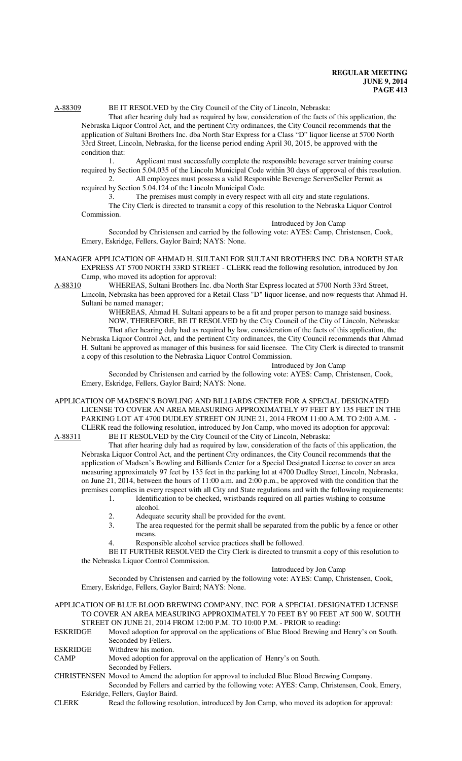A-88309 BE IT RESOLVED by the City Council of the City of Lincoln, Nebraska:

That after hearing duly had as required by law, consideration of the facts of this application, the Nebraska Liquor Control Act, and the pertinent City ordinances, the City Council recommends that the application of Sultani Brothers Inc. dba North Star Express for a Class "D" liquor license at 5700 North 33rd Street, Lincoln, Nebraska, for the license period ending April 30, 2015, be approved with the condition that:

1. Applicant must successfully complete the responsible beverage server training course required by Section 5.04.035 of the Lincoln Municipal Code within 30 days of approval of this resolution.
2. All employees must possess a valid Responsible Beverage Server/Seller Permit as required by Section 5.04.124 of the Lincoln Municipal Code.
3. The premises must comply in every respect with all city and state regulations.

The City Clerk is directed to transmit a copy of this resolution to the Nebraska Liquor Control Commission.

Introduced by Jon Camp

Seconded by Christensen and carried by the following vote: AYES: Camp, Christensen, Cook, Emery, Eskridge, Fellers, Gaylor Baird; NAYS: None.

MANAGER APPLICATION OF AHMAD H. SULTANI FOR SULTANI BROTHERS INC. DBA NORTH STAR EXPRESS AT 5700 NORTH 33RD STREET - CLERK read the following resolution, introduced by Jon Camp, who moved its adoption for approval:

A-88310 WHEREAS, Sultani Brothers Inc. dba North Star Express located at 5700 North 33rd Street, Lincoln, Nebraska has been approved for a Retail Class "D" liquor license, and now requests that Ahmad H. Sultani be named manager;

WHEREAS, Ahmad H. Sultani appears to be a fit and proper person to manage said business.

NOW, THEREFORE, BE IT RESOLVED by the City Council of the City of Lincoln, Nebraska:

That after hearing duly had as required by law, consideration of the facts of this application, the Nebraska Liquor Control Act, and the pertinent City ordinances, the City Council recommends that Ahmad H. Sultani be approved as manager of this business for said licensee. The City Clerk is directed to transmit a copy of this resolution to the Nebraska Liquor Control Commission.

Introduced by Jon Camp

Seconded by Christensen and carried by the following vote: AYES: Camp, Christensen, Cook, Emery, Eskridge, Fellers, Gaylor Baird; NAYS: None.

APPLICATION OF MADSEN'S BOWLING AND BILLIARDS CENTER FOR A SPECIAL DESIGNATED LICENSE TO COVER AN AREA MEASURING APPROXIMATELY 97 FEET BY 135 FEET IN THE PARKING LOT AT 4700 DUDLEY STREET ON JUNE 21, 2014 FROM 11:00 A.M. TO 2:00 A.M. - CLERK read the following resolution, introduced by Jon Camp, who moved its adoption for approval:

A-88311 BE IT RESOLVED by the City Council of the City of Lincoln, Nebraska:

That after hearing duly had as required by law, consideration of the facts of this application, the Nebraska Liquor Control Act, and the pertinent City ordinances, the City Council recommends that the application of Madsen's Bowling and Billiards Center for a Special Designated License to cover an area measuring approximately 97 feet by 135 feet in the parking lot at 4700 Dudley Street, Lincoln, Nebraska, on June 21, 2014, between the hours of 11:00 a.m. and 2:00 p.m., be approved with the condition that the premises complies in every respect with all City and State regulations and with the following requirements:

1. Identification to be checked, wristbands required on all parties wishing to consume alcohol.
2. Adequate security shall be provided for the event.
3. The area requested for the permit shall be separated from the public by a fence or other means.
4. Responsible alcohol service practices shall be followed.

BE IT FURTHER RESOLVED the City Clerk is directed to transmit a copy of this resolution to the Nebraska Liquor Control Commission.

Introduced by Jon Camp

Seconded by Christensen and carried by the following vote: AYES: Camp, Christensen, Cook, Emery, Eskridge, Fellers, Gaylor Baird; NAYS: None.

APPLICATION OF BLUE BLOOD BREWING COMPANY, INC. FOR A SPECIAL DESIGNATED LICENSE TO COVER AN AREA MEASURING APPROXIMATELY 70 FEET BY 90 FEET AT 500 W. SOUTH STREET ON JUNE 21, 2014 FROM 12:00 P.M. TO 10:00 P.M. - PRIOR to reading:

ESKRIDGE Moved adoption for approval on the applications of Blue Blood Brewing and Henry's on South. Seconded by Fellers.

ESKRIDGE Withdrew his motion.

CAMP Moved adoption for approval on the application of Henry's on South. Seconded by Fellers.

CHRISTENSEN Moved to Amend the adoption for approval to included Blue Blood Brewing Company. Seconded by Fellers and carried by the following vote: AYES: Camp, Christensen, Cook, Emery, Eskridge, Fellers, Gaylor Baird.

CLERK Read the following resolution, introduced by Jon Camp, who moved its adoption for approval: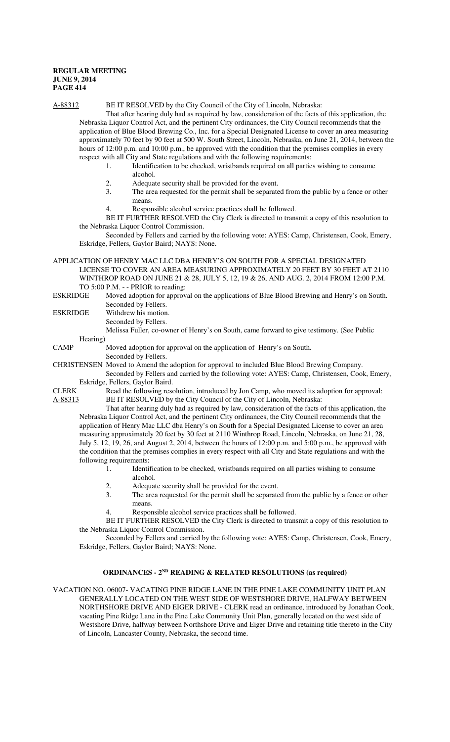A-88312 BE IT RESOLVED by the City Council of the City of Lincoln, Nebraska:

That after hearing duly had as required by law, consideration of the facts of this application, the Nebraska Liquor Control Act, and the pertinent City ordinances, the City Council recommends that the application of Blue Blood Brewing Co., Inc. for a Special Designated License to cover an area measuring approximately 70 feet by 90 feet at 500 W. South Street, Lincoln, Nebraska, on June 21, 2014, between the hours of 12:00 p.m. and 10:00 p.m., be approved with the condition that the premises complies in every respect with all City and State regulations and with the following requirements:

1. Identification to be checked, wristbands required on all parties wishing to consume alcohol.
2. Adequate security shall be provided for the event.
3. The area requested for the permit shall be separated from the public by a fence or other means.
4. Responsible alcohol service practices shall be followed.

BE IT FURTHER RESOLVED the City Clerk is directed to transmit a copy of this resolution to the Nebraska Liquor Control Commission.

Seconded by Fellers and carried by the following vote: AYES: Camp, Christensen, Cook, Emery, Eskridge, Fellers, Gaylor Baird; NAYS: None.

APPLICATION OF HENRY MAC LLC DBA HENRY'S ON SOUTH FOR A SPECIAL DESIGNATED LICENSE TO COVER AN AREA MEASURING APPROXIMATELY 20 FEET BY 30 FEET AT 2110 WINTHROP ROAD ON JUNE 21 & 28, JULY 5, 12, 19 & 26, AND AUG. 2, 2014 FROM 12:00 P.M. TO 5:00 P.M. - - PRIOR to reading:

ESKRIDGE Moved adoption for approval on the applications of Blue Blood Brewing and Henry's on South. Seconded by Fellers.

ESKRIDGE Withdrew his motion. Seconded by Fellers.

Melissa Fuller, co-owner of Henry's on South, came forward to give testimony. (See Public Hearing)

CAMP Moved adoption for approval on the application of Henry's on South. Seconded by Fellers.

CHRISTENSEN Moved to Amend the adoption for approval to included Blue Blood Brewing Company. Seconded by Fellers and carried by the following vote: AYES: Camp, Christensen, Cook, Emery, Eskridge, Fellers, Gaylor Baird.

CLERK Read the following resolution, introduced by Jon Camp, who moved its adoption for approval:

A-88313 BE IT RESOLVED by the City Council of the City of Lincoln, Nebraska:

That after hearing duly had as required by law, consideration of the facts of this application, the Nebraska Liquor Control Act, and the pertinent City ordinances, the City Council recommends that the application of Henry Mac LLC dba Henry's on South for a Special Designated License to cover an area measuring approximately 20 feet by 30 feet at 2110 Winthrop Road, Lincoln, Nebraska, on June 21, 28, July 5, 12, 19, 26, and August 2, 2014, between the hours of 12:00 p.m. and 5:00 p.m., be approved with the condition that the premises complies in every respect with all City and State regulations and with the following requirements:

1. Identification to be checked, wristbands required on all parties wishing to consume alcohol.
2. Adequate security shall be provided for the event.
3. The area requested for the permit shall be separated from the public by a fence or other means.
4. Responsible alcohol service practices shall be followed.

BE IT FURTHER RESOLVED the City Clerk is directed to transmit a copy of this resolution to the Nebraska Liquor Control Commission.

Seconded by Fellers and carried by the following vote: AYES: Camp, Christensen, Cook, Emery, Eskridge, Fellers, Gaylor Baird; NAYS: None.

## ORDINANCES - 2ND READING & RELATED RESOLUTIONS (as required)

VACATION NO. 06007- VACATING PINE RIDGE LANE IN THE PINE LAKE COMMUNITY UNIT PLAN GENERALLY LOCATED ON THE WEST SIDE OF WESTSHORE DRIVE, HALFWAY BETWEEN NORTHSHORE DRIVE AND EIGER DRIVE - CLERK read an ordinance, introduced by Jonathan Cook, vacating Pine Ridge Lane in the Pine Lake Community Unit Plan, generally located on the west side of Westshore Drive, halfway between Northshore Drive and Eiger Drive and retaining title thereto in the City of Lincoln, Lancaster County, Nebraska, the second time.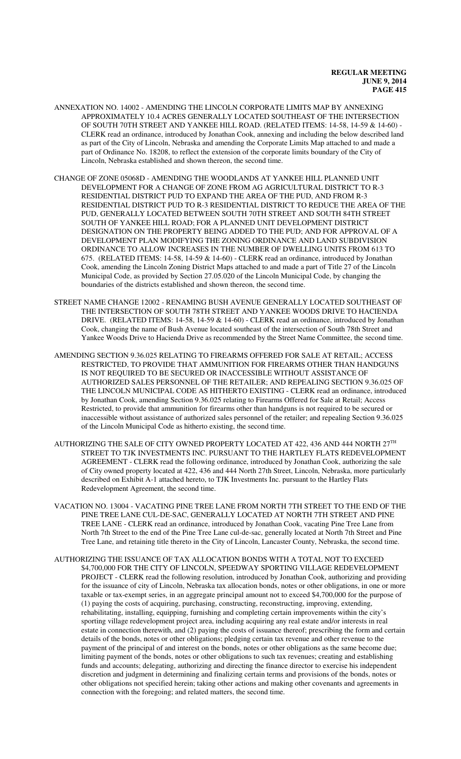ANNEXATION NO. 14002 - AMENDING THE LINCOLN CORPORATE LIMITS MAP BY ANNEXING APPROXIMATELY 10.4 ACRES GENERALLY LOCATED SOUTHEAST OF THE INTERSECTION OF SOUTH 70TH STREET AND YANKEE HILL ROAD. (RELATED ITEMS: 14-58, 14-59 & 14-60) - CLERK read an ordinance, introduced by Jonathan Cook, annexing and including the below described land as part of the City of Lincoln, Nebraska and amending the Corporate Limits Map attached to and made a part of Ordinance No. 18208, to reflect the extension of the corporate limits boundary of the City of Lincoln, Nebraska established and shown thereon, the second time.

CHANGE OF ZONE 05068D - AMENDING THE WOODLANDS AT YANKEE HILL PLANNED UNIT DEVELOPMENT FOR A CHANGE OF ZONE FROM AG AGRICULTURAL DISTRICT TO R-3 RESIDENTIAL DISTRICT PUD TO EXPAND THE AREA OF THE PUD, AND FROM R-3 RESIDENTIAL DISTRICT PUD TO R-3 RESIDENTIAL DISTRICT TO REDUCE THE AREA OF THE PUD, GENERALLY LOCATED BETWEEN SOUTH 70TH STREET AND SOUTH 84TH STREET SOUTH OF YANKEE HILL ROAD; FOR A PLANNED UNIT DEVELOPMENT DISTRICT DESIGNATION ON THE PROPERTY BEING ADDED TO THE PUD; AND FOR APPROVAL OF A DEVELOPMENT PLAN MODIFYING THE ZONING ORDINANCE AND LAND SUBDIVISION ORDINANCE TO ALLOW INCREASES IN THE NUMBER OF DWELLING UNITS FROM 613 TO 675. (RELATED ITEMS: 14-58, 14-59 & 14-60) - CLERK read an ordinance, introduced by Jonathan Cook, amending the Lincoln Zoning District Maps attached to and made a part of Title 27 of the Lincoln Municipal Code, as provided by Section 27.05.020 of the Lincoln Municipal Code, by changing the boundaries of the districts established and shown thereon, the second time.

STREET NAME CHANGE 12002 - RENAMING BUSH AVENUE GENERALLY LOCATED SOUTHEAST OF THE INTERSECTION OF SOUTH 78TH STREET AND YANKEE WOODS DRIVE TO HACIENDA DRIVE. (RELATED ITEMS: 14-58, 14-59 & 14-60) - CLERK read an ordinance, introduced by Jonathan Cook, changing the name of Bush Avenue located southeast of the intersection of South 78th Street and Yankee Woods Drive to Hacienda Drive as recommended by the Street Name Committee, the second time.

AMENDING SECTION 9.36.025 RELATING TO FIREARMS OFFERED FOR SALE AT RETAIL; ACCESS RESTRICTED, TO PROVIDE THAT AMMUNITION FOR FIREARMS OTHER THAN HANDGUNS IS NOT REQUIRED TO BE SECURED OR INACCESSIBLE WITHOUT ASSISTANCE OF AUTHORIZED SALES PERSONNEL OF THE RETAILER; AND REPEALING SECTION 9.36.025 OF THE LINCOLN MUNICIPAL CODE AS HITHERTO EXISTING - CLERK read an ordinance, introduced by Jonathan Cook, amending Section 9.36.025 relating to Firearms Offered for Sale at Retail; Access Restricted, to provide that ammunition for firearms other than handguns is not required to be secured or inaccessible without assistance of authorized sales personnel of the retailer; and repealing Section 9.36.025 of the Lincoln Municipal Code as hitherto existing, the second time.

AUTHORIZING THE SALE OF CITY OWNED PROPERTY LOCATED AT 422, 436 AND 444 NORTH 27TH STREET TO TJK INVESTMENTS INC. PURSUANT TO THE HARTLEY FLATS REDEVELOPMENT AGREEMENT - CLERK read the following ordinance, introduced by Jonathan Cook, authorizing the sale of City owned property located at 422, 436 and 444 North 27th Street, Lincoln, Nebraska, more particularly described on Exhibit A-1 attached hereto, to TJK Investments Inc. pursuant to the Hartley Flats Redevelopment Agreement, the second time.

VACATION NO. 13004 - VACATING PINE TREE LANE FROM NORTH 7TH STREET TO THE END OF THE PINE TREE LANE CUL-DE-SAC, GENERALLY LOCATED AT NORTH 7TH STREET AND PINE TREE LANE - CLERK read an ordinance, introduced by Jonathan Cook, vacating Pine Tree Lane from North 7th Street to the end of the Pine Tree Lane cul-de-sac, generally located at North 7th Street and Pine Tree Lane, and retaining title thereto in the City of Lincoln, Lancaster County, Nebraska, the second time.

AUTHORIZING THE ISSUANCE OF TAX ALLOCATION BONDS WITH A TOTAL NOT TO EXCEED $4,700,000 FOR THE CITY OF LINCOLN, SPEEDWAY SPORTING VILLAGE REDEVELOPMENT PROJECT - CLERK read the following resolution, introduced by Jonathan Cook, authorizing and providing for the issuance of city of Lincoln, Nebraska tax allocation bonds, notes or other obligations, in one or more taxable or tax-exempt series, in an aggregate principal amount not to exceed $4,700,000 for the purpose of (1) paying the costs of acquiring, purchasing, constructing, reconstructing, improving, extending, rehabilitating, installing, equipping, furnishing and completing certain improvements within the city's sporting village redevelopment project area, including acquiring any real estate and/or interests in real estate in connection therewith, and (2) paying the costs of issuance thereof; prescribing the form and certain details of the bonds, notes or other obligations; pledging certain tax revenue and other revenue to the payment of the principal of and interest on the bonds, notes or other obligations as the same become due; limiting payment of the bonds, notes or other obligations to such tax revenues; creating and establishing funds and accounts; delegating, authorizing and directing the finance director to exercise his independent discretion and judgment in determining and finalizing certain terms and provisions of the bonds, notes or other obligations not specified herein; taking other actions and making other covenants and agreements in connection with the foregoing; and related matters, the second time.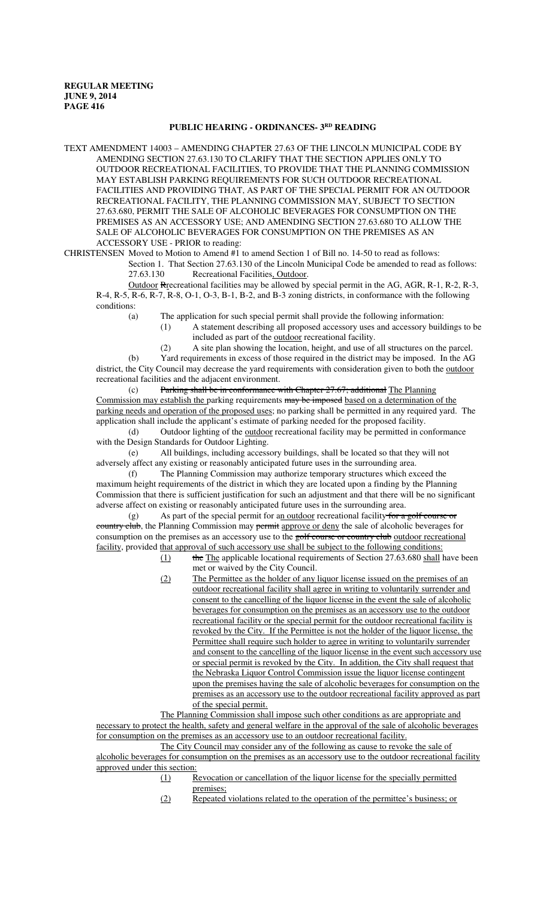## PUBLIC HEARING - ORDINANCES- 3[RD] READING

TEXT AMENDMENT 14003 – AMENDING CHAPTER 27.63 OF THE LINCOLN MUNICIPAL CODE BY AMENDING SECTION 27.63.130 TO CLARIFY THAT THE SECTION APPLIES ONLY TO OUTDOOR RECREATIONAL FACILITIES, TO PROVIDE THAT THE PLANNING COMMISSION MAY ESTABLISH PARKING REQUIREMENTS FOR SUCH OUTDOOR RECREATIONAL FACILITIES AND PROVIDING THAT, AS PART OF THE SPECIAL PERMIT FOR AN OUTDOOR RECREATIONAL FACILITY, THE PLANNING COMMISSION MAY, SUBJECT TO SECTION 27.63.680, PERMIT THE SALE OF ALCOHOLIC BEVERAGES FOR CONSUMPTION ON THE PREMISES AS AN ACCESSORY USE; AND AMENDING SECTION 27.63.680 TO ALLOW THE SALE OF ALCOHOLIC BEVERAGES FOR CONSUMPTION ON THE PREMISES AS AN ACCESSORY USE - PRIOR to reading:

CHRISTENSEN Moved to Motion to Amend #1 to amend Section 1 of Bill no. 14-50 to read as follows:

Section 1. That Section 27.63.130 of the Lincoln Municipal Code be amended to read as follows:

27.63.130 Recreational Facilities, Outdoor.

Outdoor ~~R~~recreational facilities may be allowed by special permit in the AG, AGR, R-1, R-2, R-3, R-4, R-5, R-6, R-7, R-8, O-1, O-3, B-1, B-2, and B-3 zoning districts, in conformance with the following conditions:

(a) The application for such special permit shall provide the following information:

(1) A statement describing all proposed accessory uses and accessory buildings to be included as part of the outdoor recreational facility.

(2) A site plan showing the location, height, and use of all structures on the parcel.

(b) Yard requirements in excess of those required in the district may be imposed. In the AG district, the City Council may decrease the yard requirements with consideration given to both the outdoor recreational facilities and the adjacent environment.

(c) ~~Parking shall be in conformance with Chapter 27.67; additional~~ The Planning Commission may establish the parking requirements ~~may be imposed~~ based on a determination of the parking needs and operation of the proposed uses; no parking shall be permitted in any required yard. The application shall include the applicant's estimate of parking needed for the proposed facility.

(d) Outdoor lighting of the outdoor recreational facility may be permitted in conformance with the Design Standards for Outdoor Lighting.

(e) All buildings, including accessory buildings, shall be located so that they will not adversely affect any existing or reasonably anticipated future uses in the surrounding area.

(f) The Planning Commission may authorize temporary structures which exceed the maximum height requirements of the district in which they are located upon a finding by the Planning Commission that there is sufficient justification for such an adjustment and that there will be no significant adverse affect on existing or reasonably anticipated future uses in the surrounding area.

(g) As part of the special permit for an outdoor recreational facility ~~for a golf course or country club~~, the Planning Commission may ~~permit~~ approve or deny the sale of alcoholic beverages for consumption on the premises as an accessory use to the ~~golf course or country club~~ outdoor recreational facility, provided that approval of such accessory use shall be subject to the following conditions:

(1) ~~the~~ The applicable locational requirements of Section 27.63.680 shall have been met or waived by the City Council.

(2) The Permittee as the holder of any liquor license issued on the premises of an outdoor recreational facility shall agree in writing to voluntarily surrender and consent to the cancelling of the liquor license in the event the sale of alcoholic beverages for consumption on the premises as an accessory use to the outdoor recreational facility or the special permit for the outdoor recreational facility is revoked by the City. If the Permittee is not the holder of the liquor license, the Permittee shall require such holder to agree in writing to voluntarily surrender and consent to the cancelling of the liquor license in the event such accessory use or special permit is revoked by the City. In addition, the City shall request that the Nebraska Liquor Control Commission issue the liquor license contingent upon the premises having the sale of alcoholic beverages for consumption on the premises as an accessory use to the outdoor recreational facility approved as part of the special permit.

The Planning Commission shall impose such other conditions as are appropriate and necessary to protect the health, safety and general welfare in the approval of the sale of alcoholic beverages for consumption on the premises as an accessory use to an outdoor recreational facility.

The City Council may consider any of the following as cause to revoke the sale of alcoholic beverages for consumption on the premises as an accessory use to the outdoor recreational facility approved under this section:

(1) Revocation or cancellation of the liquor license for the specially permitted premises;

(2) Repeated violations related to the operation of the permittee's business; or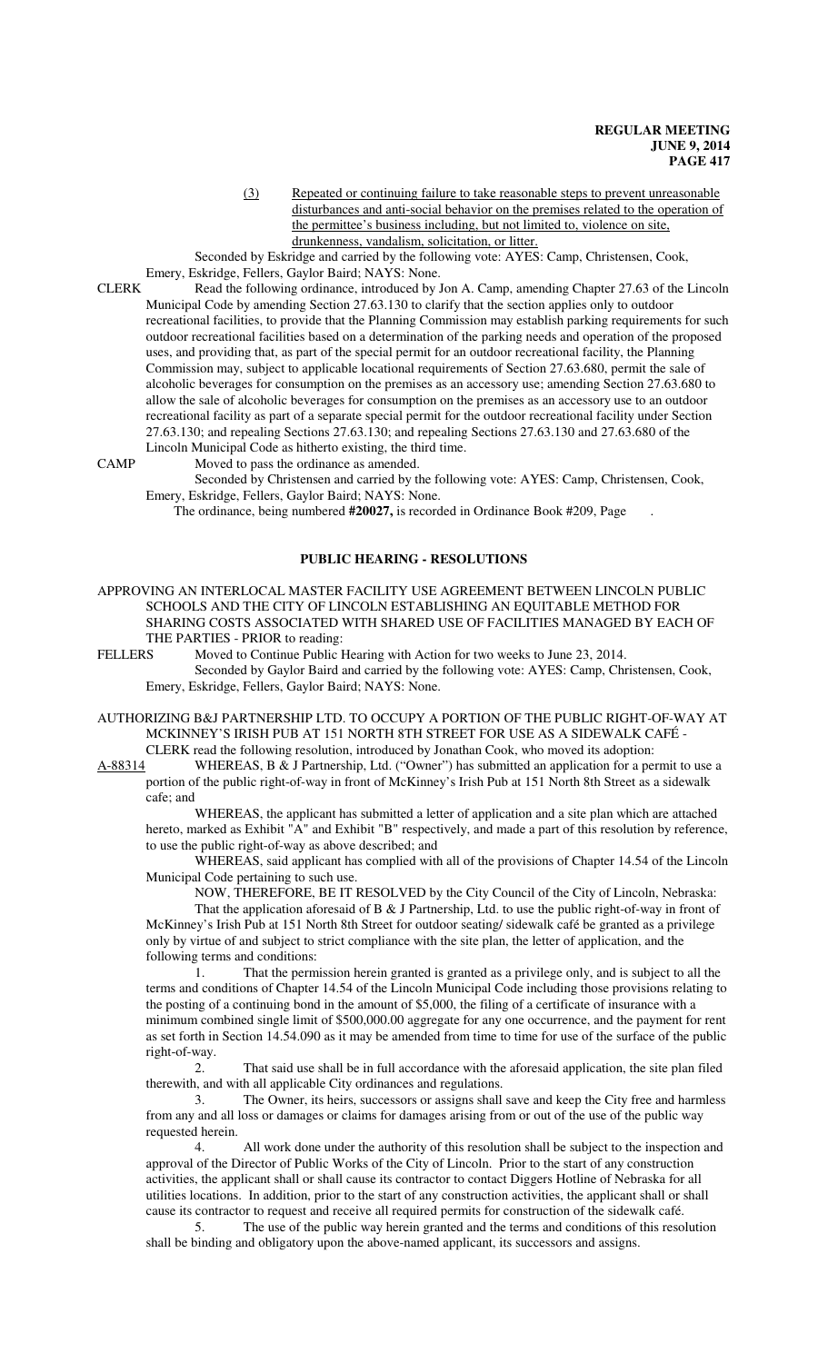(3) Repeated or continuing failure to take reasonable steps to prevent unreasonable disturbances and anti-social behavior on the premises related to the operation of the permittee's business including, but not limited to, violence on site, drunkenness, vandalism, solicitation, or litter.

Seconded by Eskridge and carried by the following vote: AYES: Camp, Christensen, Cook, Emery, Eskridge, Fellers, Gaylor Baird; NAYS: None.

CLERK Read the following ordinance, introduced by Jon A. Camp, amending Chapter 27.63 of the Lincoln Municipal Code by amending Section 27.63.130 to clarify that the section applies only to outdoor recreational facilities, to provide that the Planning Commission may establish parking requirements for such outdoor recreational facilities based on a determination of the parking needs and operation of the proposed uses, and providing that, as part of the special permit for an outdoor recreational facility, the Planning Commission may, subject to applicable locational requirements of Section 27.63.680, permit the sale of alcoholic beverages for consumption on the premises as an accessory use; amending Section 27.63.680 to allow the sale of alcoholic beverages for consumption on the premises as an accessory use to an outdoor recreational facility as part of a separate special permit for the outdoor recreational facility under Section 27.63.130; and repealing Sections 27.63.130; and repealing Sections 27.63.130 and 27.63.680 of the Lincoln Municipal Code as hitherto existing, the third time.

CAMP Moved to pass the ordinance as amended.

Seconded by Christensen and carried by the following vote: AYES: Camp, Christensen, Cook, Emery, Eskridge, Fellers, Gaylor Baird; NAYS: None.

The ordinance, being numbered **#20027,** is recorded in Ordinance Book #209, Page .

## PUBLIC HEARING - RESOLUTIONS

APPROVING AN INTERLOCAL MASTER FACILITY USE AGREEMENT BETWEEN LINCOLN PUBLIC SCHOOLS AND THE CITY OF LINCOLN ESTABLISHING AN EQUITABLE METHOD FOR SHARING COSTS ASSOCIATED WITH SHARED USE OF FACILITIES MANAGED BY EACH OF THE PARTIES - PRIOR to reading:

FELLERS Moved to Continue Public Hearing with Action for two weeks to June 23, 2014.

Seconded by Gaylor Baird and carried by the following vote: AYES: Camp, Christensen, Cook, Emery, Eskridge, Fellers, Gaylor Baird; NAYS: None.

AUTHORIZING B&J PARTNERSHIP LTD. TO OCCUPY A PORTION OF THE PUBLIC RIGHT-OF-WAY AT MCKINNEY'S IRISH PUB AT 151 NORTH 8TH STREET FOR USE AS A SIDEWALK CAFÉ - CLERK read the following resolution, introduced by Jonathan Cook, who moved its adoption:

A-88314 WHEREAS, B & J Partnership, Ltd. ("Owner") has submitted an application for a permit to use a portion of the public right-of-way in front of McKinney's Irish Pub at 151 North 8th Street as a sidewalk cafe; and

WHEREAS, the applicant has submitted a letter of application and a site plan which are attached hereto, marked as Exhibit "A" and Exhibit "B" respectively, and made a part of this resolution by reference, to use the public right-of-way as above described; and

WHEREAS, said applicant has complied with all of the provisions of Chapter 14.54 of the Lincoln Municipal Code pertaining to such use.

NOW, THEREFORE, BE IT RESOLVED by the City Council of the City of Lincoln, Nebraska:

That the application aforesaid of B & J Partnership, Ltd. to use the public right-of-way in front of McKinney's Irish Pub at 151 North 8th Street for outdoor seating/ sidewalk café be granted as a privilege only by virtue of and subject to strict compliance with the site plan, the letter of application, and the following terms and conditions:

1. That the permission herein granted is granted as a privilege only, and is subject to all the terms and conditions of Chapter 14.54 of the Lincoln Municipal Code including those provisions relating to the posting of a continuing bond in the amount of $5,000, the filing of a certificate of insurance with a minimum combined single limit of $500,000.00 aggregate for any one occurrence, and the payment for rent as set forth in Section 14.54.090 as it may be amended from time to time for use of the surface of the public right-of-way.

2. That said use shall be in full accordance with the aforesaid application, the site plan filed therewith, and with all applicable City ordinances and regulations.

3. The Owner, its heirs, successors or assigns shall save and keep the City free and harmless from any and all loss or damages or claims for damages arising from or out of the use of the public way requested herein.

4. All work done under the authority of this resolution shall be subject to the inspection and approval of the Director of Public Works of the City of Lincoln. Prior to the start of any construction activities, the applicant shall or shall cause its contractor to contact Diggers Hotline of Nebraska for all utilities locations. In addition, prior to the start of any construction activities, the applicant shall or shall cause its contractor to request and receive all required permits for construction of the sidewalk café.

5. The use of the public way herein granted and the terms and conditions of this resolution shall be binding and obligatory upon the above-named applicant, its successors and assigns.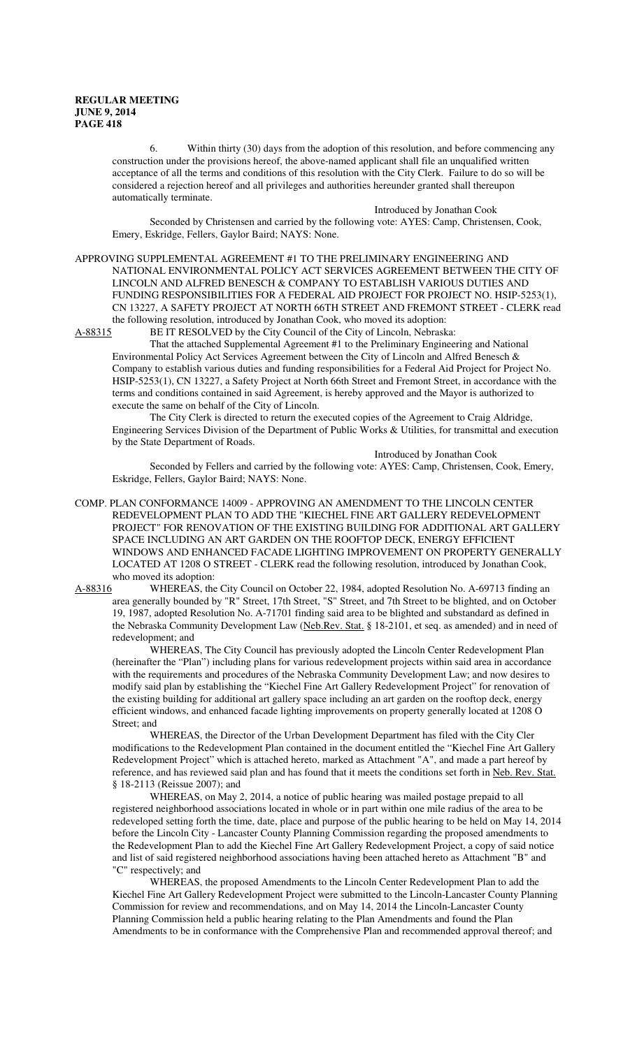6. Within thirty (30) days from the adoption of this resolution, and before commencing any construction under the provisions hereof, the above-named applicant shall file an unqualified written acceptance of all the terms and conditions of this resolution with the City Clerk. Failure to do so will be considered a rejection hereof and all privileges and authorities hereunder granted shall thereupon automatically terminate.

Introduced by Jonathan Cook

Seconded by Christensen and carried by the following vote: AYES: Camp, Christensen, Cook, Emery, Eskridge, Fellers, Gaylor Baird; NAYS: None.

APPROVING SUPPLEMENTAL AGREEMENT #1 TO THE PRELIMINARY ENGINEERING AND NATIONAL ENVIRONMENTAL POLICY ACT SERVICES AGREEMENT BETWEEN THE CITY OF LINCOLN AND ALFRED BENESCH & COMPANY TO ESTABLISH VARIOUS DUTIES AND FUNDING RESPONSIBILITIES FOR A FEDERAL AID PROJECT FOR PROJECT NO. HSIP-5253(1), CN 13227, A SAFETY PROJECT AT NORTH 66TH STREET AND FREMONT STREET - CLERK read the following resolution, introduced by Jonathan Cook, who moved its adoption:

A-88315 BE IT RESOLVED by the City Council of the City of Lincoln, Nebraska:

That the attached Supplemental Agreement #1 to the Preliminary Engineering and National Environmental Policy Act Services Agreement between the City of Lincoln and Alfred Benesch & Company to establish various duties and funding responsibilities for a Federal Aid Project for Project No. HSIP-5253(1), CN 13227, a Safety Project at North 66th Street and Fremont Street, in accordance with the terms and conditions contained in said Agreement, is hereby approved and the Mayor is authorized to execute the same on behalf of the City of Lincoln.

The City Clerk is directed to return the executed copies of the Agreement to Craig Aldridge, Engineering Services Division of the Department of Public Works & Utilities, for transmittal and execution by the State Department of Roads.

Introduced by Jonathan Cook

Seconded by Fellers and carried by the following vote: AYES: Camp, Christensen, Cook, Emery, Eskridge, Fellers, Gaylor Baird; NAYS: None.

COMP. PLAN CONFORMANCE 14009 - APPROVING AN AMENDMENT TO THE LINCOLN CENTER REDEVELOPMENT PLAN TO ADD THE "KIECHEL FINE ART GALLERY REDEVELOPMENT PROJECT" FOR RENOVATION OF THE EXISTING BUILDING FOR ADDITIONAL ART GALLERY SPACE INCLUDING AN ART GARDEN ON THE ROOFTOP DECK, ENERGY EFFICIENT WINDOWS AND ENHANCED FACADE LIGHTING IMPROVEMENT ON PROPERTY GENERALLY LOCATED AT 1208 O STREET - CLERK read the following resolution, introduced by Jonathan Cook, who moved its adoption:

A-88316 WHEREAS, the City Council on October 22, 1984, adopted Resolution No. A-69713 finding an area generally bounded by "R" Street, 17th Street, "S" Street, and 7th Street to be blighted, and on October 19, 1987, adopted Resolution No. A-71701 finding said area to be blighted and substandard as defined in the Nebraska Community Development Law (Neb.Rev. Stat. § 18-2101, et seq. as amended) and in need of redevelopment; and

WHEREAS, The City Council has previously adopted the Lincoln Center Redevelopment Plan (hereinafter the "Plan") including plans for various redevelopment projects within said area in accordance with the requirements and procedures of the Nebraska Community Development Law; and now desires to modify said plan by establishing the "Kiechel Fine Art Gallery Redevelopment Project" for renovation of the existing building for additional art gallery space including an art garden on the rooftop deck, energy efficient windows, and enhanced facade lighting improvements on property generally located at 1208 O Street; and

WHEREAS, the Director of the Urban Development Department has filed with the City Cler modifications to the Redevelopment Plan contained in the document entitled the "Kiechel Fine Art Gallery Redevelopment Project" which is attached hereto, marked as Attachment "A", and made a part hereof by reference, and has reviewed said plan and has found that it meets the conditions set forth in Neb. Rev. Stat. § 18-2113 (Reissue 2007); and

WHEREAS, on May 2, 2014, a notice of public hearing was mailed postage prepaid to all registered neighborhood associations located in whole or in part within one mile radius of the area to be redeveloped setting forth the time, date, place and purpose of the public hearing to be held on May 14, 2014 before the Lincoln City - Lancaster County Planning Commission regarding the proposed amendments to the Redevelopment Plan to add the Kiechel Fine Art Gallery Redevelopment Project, a copy of said notice and list of said registered neighborhood associations having been attached hereto as Attachment "B" and "C" respectively; and

WHEREAS, the proposed Amendments to the Lincoln Center Redevelopment Plan to add the Kiechel Fine Art Gallery Redevelopment Project were submitted to the Lincoln-Lancaster County Planning Commission for review and recommendations, and on May 14, 2014 the Lincoln-Lancaster County Planning Commission held a public hearing relating to the Plan Amendments and found the Plan Amendments to be in conformance with the Comprehensive Plan and recommended approval thereof; and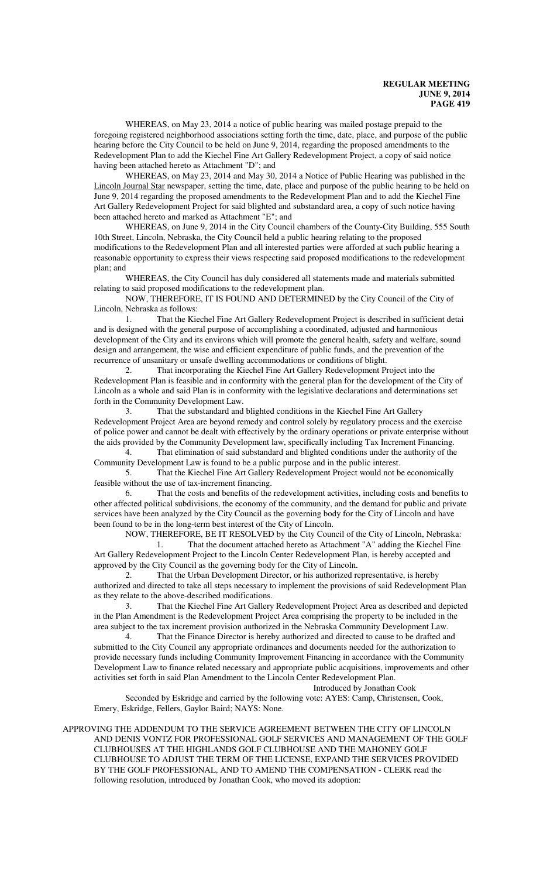WHEREAS, on May 23, 2014 a notice of public hearing was mailed postage prepaid to the foregoing registered neighborhood associations setting forth the time, date, place, and purpose of the public hearing before the City Council to be held on June 9, 2014, regarding the proposed amendments to the Redevelopment Plan to add the Kiechel Fine Art Gallery Redevelopment Project, a copy of said notice having been attached hereto as Attachment "D"; and

WHEREAS, on May 23, 2014 and May 30, 2014 a Notice of Public Hearing was published in the Lincoln Journal Star newspaper, setting the time, date, place and purpose of the public hearing to be held on June 9, 2014 regarding the proposed amendments to the Redevelopment Plan and to add the Kiechel Fine Art Gallery Redevelopment Project for said blighted and substandard area, a copy of such notice having been attached hereto and marked as Attachment "E"; and

WHEREAS, on June 9, 2014 in the City Council chambers of the County-City Building, 555 South 10th Street, Lincoln, Nebraska, the City Council held a public hearing relating to the proposed modifications to the Redevelopment Plan and all interested parties were afforded at such public hearing a reasonable opportunity to express their views respecting said proposed modifications to the redevelopment plan; and

WHEREAS, the City Council has duly considered all statements made and materials submitted relating to said proposed modifications to the redevelopment plan.

NOW, THEREFORE, IT IS FOUND AND DETERMINED by the City Council of the City of Lincoln, Nebraska as follows:

1. That the Kiechel Fine Art Gallery Redevelopment Project is described in sufficient detai and is designed with the general purpose of accomplishing a coordinated, adjusted and harmonious development of the City and its environs which will promote the general health, safety and welfare, sound design and arrangement, the wise and efficient expenditure of public funds, and the prevention of the recurrence of unsanitary or unsafe dwelling accommodations or conditions of blight.

2. That incorporating the Kiechel Fine Art Gallery Redevelopment Project into the Redevelopment Plan is feasible and in conformity with the general plan for the development of the City of Lincoln as a whole and said Plan is in conformity with the legislative declarations and determinations set forth in the Community Development Law.

3. That the substandard and blighted conditions in the Kiechel Fine Art Gallery Redevelopment Project Area are beyond remedy and control solely by regulatory process and the exercise of police power and cannot be dealt with effectively by the ordinary operations or private enterprise without the aids provided by the Community Development law, specifically including Tax Increment Financing.

4. That elimination of said substandard and blighted conditions under the authority of the Community Development Law is found to be a public purpose and in the public interest.

5. That the Kiechel Fine Art Gallery Redevelopment Project would not be economically feasible without the use of tax-increment financing.

6. That the costs and benefits of the redevelopment activities, including costs and benefits to other affected political subdivisions, the economy of the community, and the demand for public and private services have been analyzed by the City Council as the governing body for the City of Lincoln and have been found to be in the long-term best interest of the City of Lincoln.

NOW, THEREFORE, BE IT RESOLVED by the City Council of the City of Lincoln, Nebraska:

1. That the document attached hereto as Attachment "A" adding the Kiechel Fine Art Gallery Redevelopment Project to the Lincoln Center Redevelopment Plan, is hereby accepted and approved by the City Council as the governing body for the City of Lincoln.

2. That the Urban Development Director, or his authorized representative, is hereby authorized and directed to take all steps necessary to implement the provisions of said Redevelopment Plan as they relate to the above-described modifications.

3. That the Kiechel Fine Art Gallery Redevelopment Project Area as described and depicted in the Plan Amendment is the Redevelopment Project Area comprising the property to be included in the area subject to the tax increment provision authorized in the Nebraska Community Development Law.

4. That the Finance Director is hereby authorized and directed to cause to be drafted and submitted to the City Council any appropriate ordinances and documents needed for the authorization to provide necessary funds including Community Improvement Financing in accordance with the Community Development Law to finance related necessary and appropriate public acquisitions, improvements and other activities set forth in said Plan Amendment to the Lincoln Center Redevelopment Plan.

Introduced by Jonathan Cook

Seconded by Eskridge and carried by the following vote: AYES: Camp, Christensen, Cook, Emery, Eskridge, Fellers, Gaylor Baird; NAYS: None.

APPROVING THE ADDENDUM TO THE SERVICE AGREEMENT BETWEEN THE CITY OF LINCOLN AND DENIS VONTZ FOR PROFESSIONAL GOLF SERVICES AND MANAGEMENT OF THE GOLF CLUBHOUSES AT THE HIGHLANDS GOLF CLUBHOUSE AND THE MAHONEY GOLF CLUBHOUSE TO ADJUST THE TERM OF THE LICENSE, EXPAND THE SERVICES PROVIDED BY THE GOLF PROFESSIONAL, AND TO AMEND THE COMPENSATION - CLERK read the following resolution, introduced by Jonathan Cook, who moved its adoption: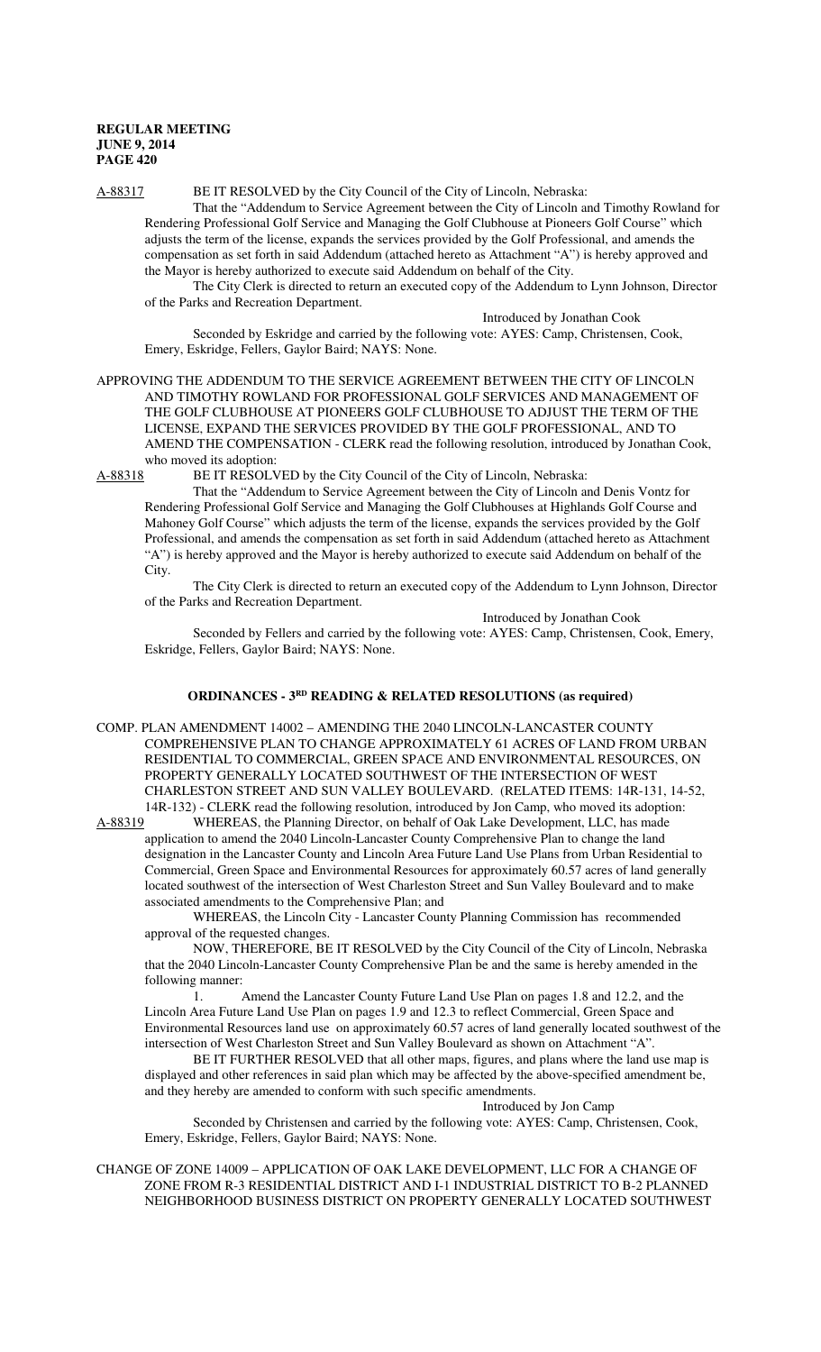A-88317 BE IT RESOLVED by the City Council of the City of Lincoln, Nebraska:

That the "Addendum to Service Agreement between the City of Lincoln and Timothy Rowland for Rendering Professional Golf Service and Managing the Golf Clubhouse at Pioneers Golf Course" which adjusts the term of the license, expands the services provided by the Golf Professional, and amends the compensation as set forth in said Addendum (attached hereto as Attachment "A") is hereby approved and the Mayor is hereby authorized to execute said Addendum on behalf of the City.

The City Clerk is directed to return an executed copy of the Addendum to Lynn Johnson, Director of the Parks and Recreation Department.

Introduced by Jonathan Cook

Seconded by Eskridge and carried by the following vote: AYES: Camp, Christensen, Cook, Emery, Eskridge, Fellers, Gaylor Baird; NAYS: None.

APPROVING THE ADDENDUM TO THE SERVICE AGREEMENT BETWEEN THE CITY OF LINCOLN AND TIMOTHY ROWLAND FOR PROFESSIONAL GOLF SERVICES AND MANAGEMENT OF THE GOLF CLUBHOUSE AT PIONEERS GOLF CLUBHOUSE TO ADJUST THE TERM OF THE LICENSE, EXPAND THE SERVICES PROVIDED BY THE GOLF PROFESSIONAL, AND TO AMEND THE COMPENSATION - CLERK read the following resolution, introduced by Jonathan Cook, who moved its adoption:

A-88318 BE IT RESOLVED by the City Council of the City of Lincoln, Nebraska:

That the "Addendum to Service Agreement between the City of Lincoln and Denis Vontz for Rendering Professional Golf Service and Managing the Golf Clubhouses at Highlands Golf Course and Mahoney Golf Course" which adjusts the term of the license, expands the services provided by the Golf Professional, and amends the compensation as set forth in said Addendum (attached hereto as Attachment "A") is hereby approved and the Mayor is hereby authorized to execute said Addendum on behalf of the City.

The City Clerk is directed to return an executed copy of the Addendum to Lynn Johnson, Director of the Parks and Recreation Department.

Introduced by Jonathan Cook

Seconded by Fellers and carried by the following vote: AYES: Camp, Christensen, Cook, Emery, Eskridge, Fellers, Gaylor Baird; NAYS: None.

## ORDINANCES - 3RD READING & RELATED RESOLUTIONS (as required)

COMP. PLAN AMENDMENT 14002 – AMENDING THE 2040 LINCOLN-LANCASTER COUNTY COMPREHENSIVE PLAN TO CHANGE APPROXIMATELY 61 ACRES OF LAND FROM URBAN RESIDENTIAL TO COMMERCIAL, GREEN SPACE AND ENVIRONMENTAL RESOURCES, ON PROPERTY GENERALLY LOCATED SOUTHWEST OF THE INTERSECTION OF WEST CHARLESTON STREET AND SUN VALLEY BOULEVARD. (RELATED ITEMS: 14R-131, 14-52, 14R-132) - CLERK read the following resolution, introduced by Jon Camp, who moved its adoption:

A-88319 WHEREAS, the Planning Director, on behalf of Oak Lake Development, LLC, has made application to amend the 2040 Lincoln-Lancaster County Comprehensive Plan to change the land designation in the Lancaster County and Lincoln Area Future Land Use Plans from Urban Residential to Commercial, Green Space and Environmental Resources for approximately 60.57 acres of land generally located southwest of the intersection of West Charleston Street and Sun Valley Boulevard and to make associated amendments to the Comprehensive Plan; and

WHEREAS, the Lincoln City - Lancaster County Planning Commission has recommended approval of the requested changes.

NOW, THEREFORE, BE IT RESOLVED by the City Council of the City of Lincoln, Nebraska that the 2040 Lincoln-Lancaster County Comprehensive Plan be and the same is hereby amended in the following manner:

1. Amend the Lancaster County Future Land Use Plan on pages 1.8 and 12.2, and the Lincoln Area Future Land Use Plan on pages 1.9 and 12.3 to reflect Commercial, Green Space and Environmental Resources land use on approximately 60.57 acres of land generally located southwest of the intersection of West Charleston Street and Sun Valley Boulevard as shown on Attachment "A".

BE IT FURTHER RESOLVED that all other maps, figures, and plans where the land use map is displayed and other references in said plan which may be affected by the above-specified amendment be, and they hereby are amended to conform with such specific amendments.

Introduced by Jon Camp

Seconded by Christensen and carried by the following vote: AYES: Camp, Christensen, Cook, Emery, Eskridge, Fellers, Gaylor Baird; NAYS: None.

CHANGE OF ZONE 14009 – APPLICATION OF OAK LAKE DEVELOPMENT, LLC FOR A CHANGE OF ZONE FROM R-3 RESIDENTIAL DISTRICT AND I-1 INDUSTRIAL DISTRICT TO B-2 PLANNED NEIGHBORHOOD BUSINESS DISTRICT ON PROPERTY GENERALLY LOCATED SOUTHWEST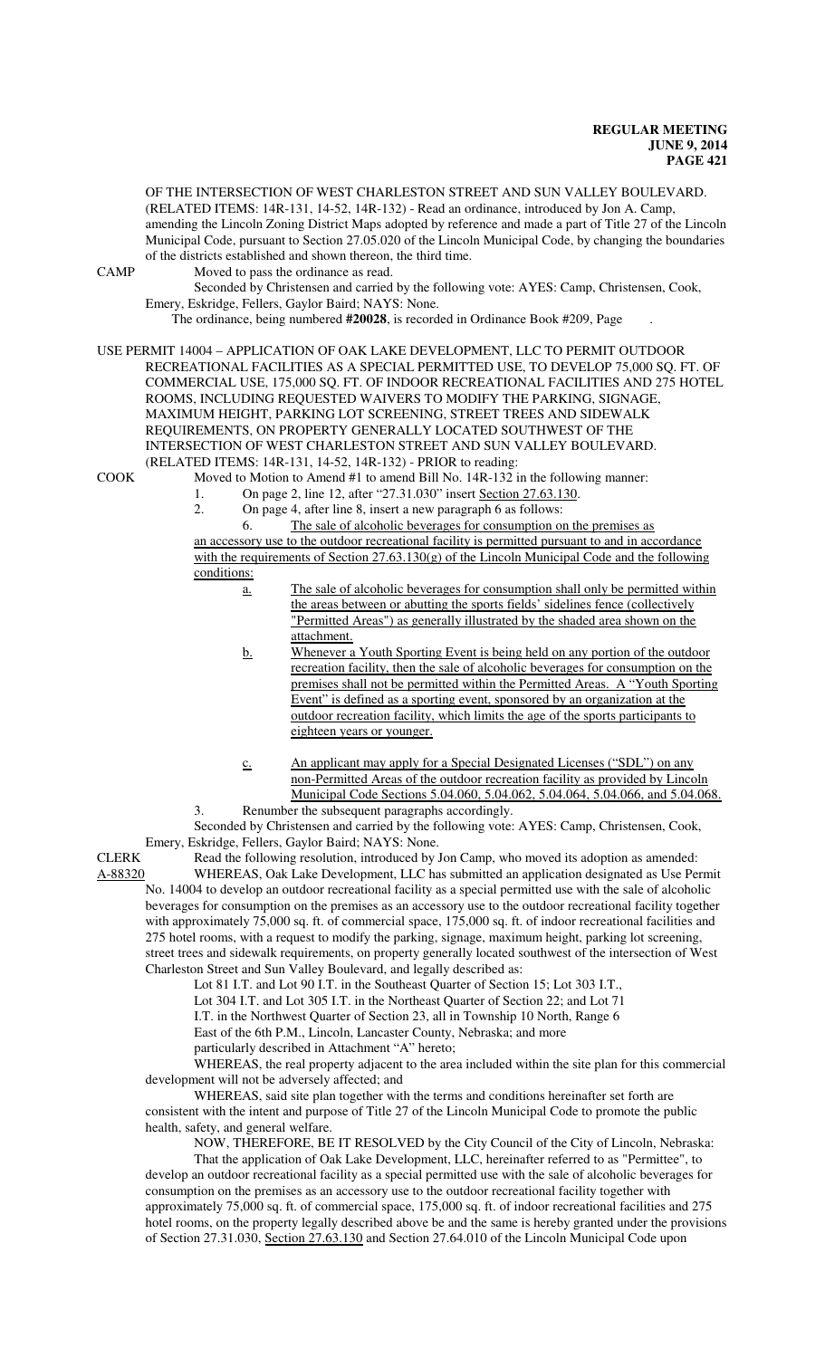OF THE INTERSECTION OF WEST CHARLESTON STREET AND SUN VALLEY BOULEVARD. (RELATED ITEMS: 14R-131, 14-52, 14R-132) - Read an ordinance, introduced by Jon A. Camp, amending the Lincoln Zoning District Maps adopted by reference and made a part of Title 27 of the Lincoln Municipal Code, pursuant to Section 27.05.020 of the Lincoln Municipal Code, by changing the boundaries of the districts established and shown thereon, the third time.

CAMP Moved to pass the ordinance as read.

Seconded by Christensen and carried by the following vote: AYES: Camp, Christensen, Cook, Emery, Eskridge, Fellers, Gaylor Baird; NAYS: None.

The ordinance, being numbered **#20028**, is recorded in Ordinance Book #209, Page .

USE PERMIT 14004 – APPLICATION OF OAK LAKE DEVELOPMENT, LLC TO PERMIT OUTDOOR RECREATIONAL FACILITIES AS A SPECIAL PERMITTED USE, TO DEVELOP 75,000 SQ. FT. OF COMMERCIAL USE, 175,000 SQ. FT. OF INDOOR RECREATIONAL FACILITIES AND 275 HOTEL ROOMS, INCLUDING REQUESTED WAIVERS TO MODIFY THE PARKING, SIGNAGE, MAXIMUM HEIGHT, PARKING LOT SCREENING, STREET TREES AND SIDEWALK REQUIREMENTS, ON PROPERTY GENERALLY LOCATED SOUTHWEST OF THE INTERSECTION OF WEST CHARLESTON STREET AND SUN VALLEY BOULEVARD. (RELATED ITEMS: 14R-131, 14-52, 14R-132) - PRIOR to reading:

COOK Moved to Motion to Amend #1 to amend Bill No. 14R-132 in the following manner:

1. On page 2, line 12, after "27.31.030" insert Section 27.63.130.
2. On page 4, after line 8, insert a new paragraph 6 as follows:

   6. The sale of alcoholic beverages for consumption on the premises as an accessory use to the outdoor recreational facility is permitted pursuant to and in accordance with the requirements of Section 27.63.130(g) of the Lincoln Municipal Code and the following conditions:

      a. The sale of alcoholic beverages for consumption shall only be permitted within the areas between or abutting the sports fields' sidelines fence (collectively "Permitted Areas") as generally illustrated by the shaded area shown on the attachment.

      b. Whenever a Youth Sporting Event is being held on any portion of the outdoor recreation facility, then the sale of alcoholic beverages for consumption on the premises shall not be permitted within the Permitted Areas. A "Youth Sporting Event" is defined as a sporting event, sponsored by an organization at the outdoor recreation facility, which limits the age of the sports participants to eighteen years or younger.

      c. An applicant may apply for a Special Designated Licenses ("SDL") on any non-Permitted Areas of the outdoor recreation facility as provided by Lincoln Municipal Code Sections 5.04.060, 5.04.062, 5.04.064, 5.04.066, and 5.04.068.

3. Renumber the subsequent paragraphs accordingly.

Seconded by Christensen and carried by the following vote: AYES: Camp, Christensen, Cook, Emery, Eskridge, Fellers, Gaylor Baird; NAYS: None.

CLERK Read the following resolution, introduced by Jon Camp, who moved its adoption as amended:

A-88320 WHEREAS, Oak Lake Development, LLC has submitted an application designated as Use Permit No. 14004 to develop an outdoor recreational facility as a special permitted use with the sale of alcoholic beverages for consumption on the premises as an accessory use to the outdoor recreational facility together with approximately 75,000 sq. ft. of commercial space, 175,000 sq. ft. of indoor recreational facilities and 275 hotel rooms, with a request to modify the parking, signage, maximum height, parking lot screening, street trees and sidewalk requirements, on property generally located southwest of the intersection of West Charleston Street and Sun Valley Boulevard, and legally described as:

Lot 81 I.T. and Lot 90 I.T. in the Southeast Quarter of Section 15; Lot 303 I.T., Lot 304 I.T. and Lot 305 I.T. in the Northeast Quarter of Section 22; and Lot 71 I.T. in the Northwest Quarter of Section 23, all in Township 10 North, Range 6 East of the 6th P.M., Lincoln, Lancaster County, Nebraska; and more particularly described in Attachment "A" hereto;

WHEREAS, the real property adjacent to the area included within the site plan for this commercial development will not be adversely affected; and

WHEREAS, said site plan together with the terms and conditions hereinafter set forth are consistent with the intent and purpose of Title 27 of the Lincoln Municipal Code to promote the public health, safety, and general welfare.

NOW, THEREFORE, BE IT RESOLVED by the City Council of the City of Lincoln, Nebraska:

That the application of Oak Lake Development, LLC, hereinafter referred to as "Permittee", to develop an outdoor recreational facility as a special permitted use with the sale of alcoholic beverages for consumption on the premises as an accessory use to the outdoor recreational facility together with approximately 75,000 sq. ft. of commercial space, 175,000 sq. ft. of indoor recreational facilities and 275 hotel rooms, on the property legally described above be and the same is hereby granted under the provisions of Section 27.31.030, Section 27.63.130 and Section 27.64.010 of the Lincoln Municipal Code upon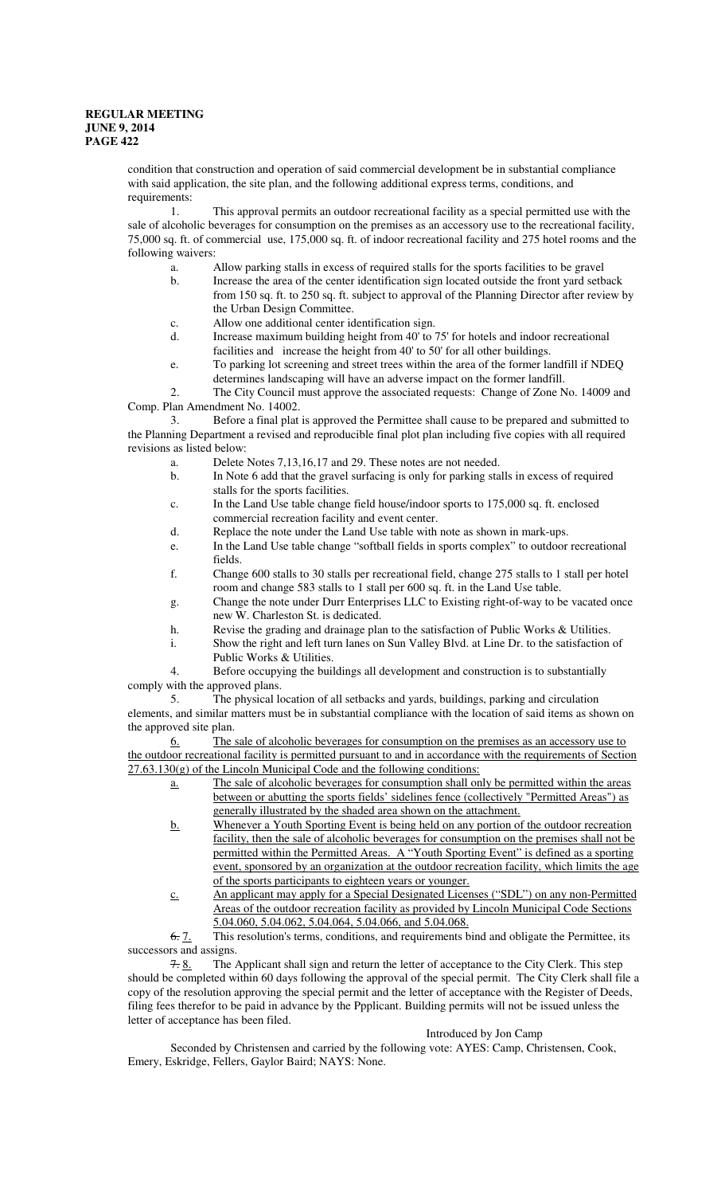condition that construction and operation of said commercial development be in substantial compliance with said application, the site plan, and the following additional express terms, conditions, and requirements:

1. This approval permits an outdoor recreational facility as a special permitted use with the sale of alcoholic beverages for consumption on the premises as an accessory use to the recreational facility, 75,000 sq. ft. of commercial use, 175,000 sq. ft. of indoor recreational facility and 275 hotel rooms and the following waivers:

   a. Allow parking stalls in excess of required stalls for the sports facilities to be gravel
   b. Increase the area of the center identification sign located outside the front yard setback from 150 sq. ft. to 250 sq. ft. subject to approval of the Planning Director after review by the Urban Design Committee.
   c. Allow one additional center identification sign.
   d. Increase maximum building height from 40' to 75' for hotels and indoor recreational facilities and increase the height from 40' to 50' for all other buildings.
   e. To parking lot screening and street trees within the area of the former landfill if NDEQ determines landscaping will have an adverse impact on the former landfill.

2. The City Council must approve the associated requests: Change of Zone No. 14009 and Comp. Plan Amendment No. 14002.

3. Before a final plat is approved the Permittee shall cause to be prepared and submitted to the Planning Department a revised and reproducible final plot plan including five copies with all required revisions as listed below:

   a. Delete Notes 7,13,16,17 and 29. These notes are not needed.
   b. In Note 6 add that the gravel surfacing is only for parking stalls in excess of required stalls for the sports facilities.
   c. In the Land Use table change field house/indoor sports to 175,000 sq. ft. enclosed commercial recreation facility and event center.
   d. Replace the note under the Land Use table with note as shown in mark-ups.
   e. In the Land Use table change "softball fields in sports complex" to outdoor recreational fields.
   f. Change 600 stalls to 30 stalls per recreational field, change 275 stalls to 1 stall per hotel room and change 583 stalls to 1 stall per 600 sq. ft. in the Land Use table.
   g. Change the note under Durr Enterprises LLC to Existing right-of-way to be vacated once new W. Charleston St. is dedicated.
   h. Revise the grading and drainage plan to the satisfaction of Public Works & Utilities.
   i. Show the right and left turn lanes on Sun Valley Blvd. at Line Dr. to the satisfaction of Public Works & Utilities.

4. Before occupying the buildings all development and construction is to substantially comply with the approved plans.

5. The physical location of all setbacks and yards, buildings, parking and circulation elements, and similar matters must be in substantial compliance with the location of said items as shown on the approved site plan.

<u>6.</u> <u>The sale of alcoholic beverages for consumption on the premises as an accessory use to the outdoor recreational facility is permitted pursuant to and in accordance with the requirements of Section 27.63.130(g) of the Lincoln Municipal Code and the following conditions:</u>

   <u>a.</u> <u>The sale of alcoholic beverages for consumption shall only be permitted within the areas between or abutting the sports fields' sidelines fence (collectively "Permitted Areas") as generally illustrated by the shaded area shown on the attachment.</u>
   <u>b.</u> <u>Whenever a Youth Sporting Event is being held on any portion of the outdoor recreation facility, then the sale of alcoholic beverages for consumption on the premises shall not be permitted within the Permitted Areas. A "Youth Sporting Event" is defined as a sporting event, sponsored by an organization at the outdoor recreation facility, which limits the age of the sports participants to eighteen years or younger.</u>
   <u>c.</u> <u>An applicant may apply for a Special Designated Licenses ("SDL") on any non-Permitted Areas of the outdoor recreation facility as provided by Lincoln Municipal Code Sections 5.04.060, 5.04.062, 5.04.064, 5.04.066, and 5.04.068.</u>

~~6.~~ <u>7.</u> This resolution's terms, conditions, and requirements bind and obligate the Permittee, its successors and assigns.

~~7.~~ <u>8.</u> The Applicant shall sign and return the letter of acceptance to the City Clerk. This step should be completed within 60 days following the approval of the special permit. The City Clerk shall file a copy of the resolution approving the special permit and the letter of acceptance with the Register of Deeds, filing fees therefor to be paid in advance by the Ppplicant. Building permits will not be issued unless the letter of acceptance has been filed.

Introduced by Jon Camp

Seconded by Christensen and carried by the following vote: AYES: Camp, Christensen, Cook, Emery, Eskridge, Fellers, Gaylor Baird; NAYS: None.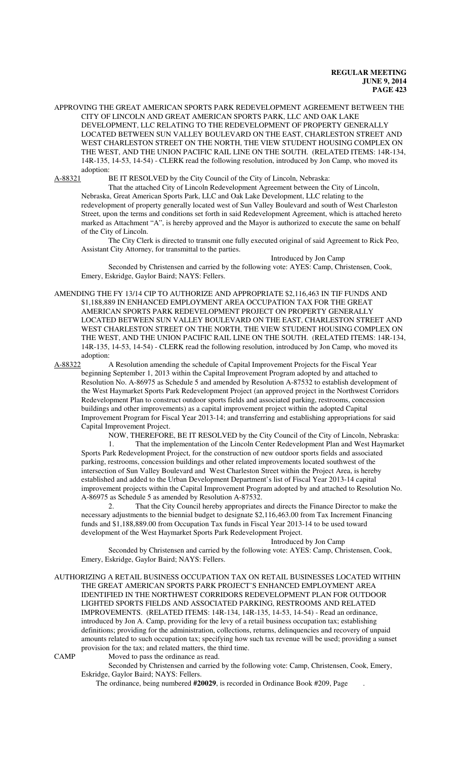APPROVING THE GREAT AMERICAN SPORTS PARK REDEVELOPMENT AGREEMENT BETWEEN THE CITY OF LINCOLN AND GREAT AMERICAN SPORTS PARK, LLC AND OAK LAKE DEVELOPMENT, LLC RELATING TO THE REDEVELOPMENT OF PROPERTY GENERALLY LOCATED BETWEEN SUN VALLEY BOULEVARD ON THE EAST, CHARLESTON STREET AND WEST CHARLESTON STREET ON THE NORTH, THE VIEW STUDENT HOUSING COMPLEX ON THE WEST, AND THE UNION PACIFIC RAIL LINE ON THE SOUTH. (RELATED ITEMS: 14R-134, 14R-135, 14-53, 14-54) - CLERK read the following resolution, introduced by Jon Camp, who moved its adoption:

A-88321 BE IT RESOLVED by the City Council of the City of Lincoln, Nebraska:

That the attached City of Lincoln Redevelopment Agreement between the City of Lincoln, Nebraska, Great American Sports Park, LLC and Oak Lake Development, LLC relating to the redevelopment of property generally located west of Sun Valley Boulevard and south of West Charleston Street, upon the terms and conditions set forth in said Redevelopment Agreement, which is attached hereto marked as Attachment "A", is hereby approved and the Mayor is authorized to execute the same on behalf of the City of Lincoln.

The City Clerk is directed to transmit one fully executed original of said Agreement to Rick Peo, Assistant City Attorney, for transmittal to the parties.

Introduced by Jon Camp

Seconded by Christensen and carried by the following vote: AYES: Camp, Christensen, Cook, Emery, Eskridge, Gaylor Baird; NAYS: Fellers.

AMENDING THE FY 13/14 CIP TO AUTHORIZE AND APPROPRIATE $2,116,463 IN TIF FUNDS AND $1,188,889 IN ENHANCED EMPLOYMENT AREA OCCUPATION TAX FOR THE GREAT AMERICAN SPORTS PARK REDEVELOPMENT PROJECT ON PROPERTY GENERALLY LOCATED BETWEEN SUN VALLEY BOULEVARD ON THE EAST, CHARLESTON STREET AND WEST CHARLESTON STREET ON THE NORTH, THE VIEW STUDENT HOUSING COMPLEX ON THE WEST, AND THE UNION PACIFIC RAIL LINE ON THE SOUTH. (RELATED ITEMS: 14R-134, 14R-135, 14-53, 14-54) - CLERK read the following resolution, introduced by Jon Camp, who moved its adoption:

A-88322 A Resolution amending the schedule of Capital Improvement Projects for the Fiscal Year beginning September 1, 2013 within the Capital Improvement Program adopted by and attached to Resolution No. A-86975 as Schedule 5 and amended by Resolution A-87532 to establish development of the West Haymarket Sports Park Redevelopment Project (an approved project in the Northwest Corridors Redevelopment Plan to construct outdoor sports fields and associated parking, restrooms, concession buildings and other improvements) as a capital improvement project within the adopted Capital Improvement Program for Fiscal Year 2013-14; and transferring and establishing appropriations for said Capital Improvement Project.

NOW, THEREFORE, BE IT RESOLVED by the City Council of the City of Lincoln, Nebraska:

1. That the implementation of the Lincoln Center Redevelopment Plan and West Haymarket Sports Park Redevelopment Project, for the construction of new outdoor sports fields and associated parking, restrooms, concession buildings and other related improvements located southwest of the intersection of Sun Valley Boulevard and West Charleston Street within the Project Area, is hereby established and added to the Urban Development Department's list of Fiscal Year 2013-14 capital improvement projects within the Capital Improvement Program adopted by and attached to Resolution No. A-86975 as Schedule 5 as amended by Resolution A-87532.

2. That the City Council hereby appropriates and directs the Finance Director to make the necessary adjustments to the biennial budget to designate $2,116,463.00 from Tax Increment Financing funds and $1,188,889.00 from Occupation Tax funds in Fiscal Year 2013-14 to be used toward development of the West Haymarket Sports Park Redevelopment Project.

Introduced by Jon Camp

Seconded by Christensen and carried by the following vote: AYES: Camp, Christensen, Cook, Emery, Eskridge, Gaylor Baird; NAYS: Fellers.

AUTHORIZING A RETAIL BUSINESS OCCUPATION TAX ON RETAIL BUSINESSES LOCATED WITHIN THE GREAT AMERICAN SPORTS PARK PROJECT'S ENHANCED EMPLOYMENT AREA IDENTIFIED IN THE NORTHWEST CORRIDORS REDEVELOPMENT PLAN FOR OUTDOOR LIGHTED SPORTS FIELDS AND ASSOCIATED PARKING, RESTROOMS AND RELATED IMPROVEMENTS. (RELATED ITEMS: 14R-134, 14R-135, 14-53, 14-54) - Read an ordinance, introduced by Jon A. Camp, providing for the levy of a retail business occupation tax; establishing definitions; providing for the administration, collections, returns, delinquencies and recovery of unpaid amounts related to such occupation tax; specifying how such tax revenue will be used; providing a sunset provision for the tax; and related matters, the third time.

CAMP Moved to pass the ordinance as read.

Seconded by Christensen and carried by the following vote: Camp, Christensen, Cook, Emery, Eskridge, Gaylor Baird; NAYS: Fellers.

The ordinance, being numbered **#20029**, is recorded in Ordinance Book #209, Page .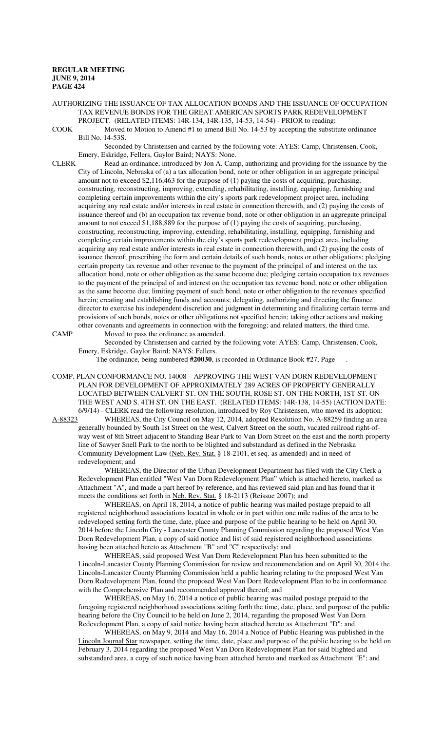AUTHORIZING THE ISSUANCE OF TAX ALLOCATION BONDS AND THE ISSUANCE OF OCCUPATION TAX REVENUE BONDS FOR THE GREAT AMERICAN SPORTS PARK REDEVELOPMENT PROJECT. (RELATED ITEMS: 14R-134, 14R-135, 14-53, 14-54) - PRIOR to reading:

COOK Moved to Motion to Amend #1 to amend Bill No. 14-53 by accepting the substitute ordinance Bill No. 14-53S.

Seconded by Christensen and carried by the following vote: AYES: Camp, Christensen, Cook, Emery, Eskridge, Fellers, Gaylor Baird; NAYS: None.

CLERK Read an ordinance, introduced by Jon A. Camp, authorizing and providing for the issuance by the City of Lincoln, Nebraska of (a) a tax allocation bond, note or other obligation in an aggregate principal amount not to exceed $2,116,463 for the purpose of (1) paying the costs of acquiring, purchasing, constructing, reconstructing, improving, extending, rehabilitating, installing, equipping, furnishing and completing certain improvements within the city's sports park redevelopment project area, including acquiring any real estate and/or interests in real estate in connection therewith, and (2) paying the costs of issuance thereof and (b) an occupation tax revenue bond, note or other obligation in an aggregate principal amount to not exceed $1,188,889 for the purpose of (1) paying the costs of acquiring, purchasing, constructing, reconstructing, improving, extending, rehabilitating, installing, equipping, furnishing and completing certain improvements within the city's sports park redevelopment project area, including acquiring any real estate and/or interests in real estate in connection therewith, and (2) paying the costs of issuance thereof; prescribing the form and certain details of such bonds, notes or other obligations; pledging certain property tax revenue and other revenue to the payment of the principal of and interest on the tax allocation bond, note or other obligation as the same become due; pledging certain occupation tax revenues to the payment of the principal of and interest on the occupation tax revenue bond, note or other obligation as the same become due; limiting payment of such bond, note or other obligation to the revenues specified herein; creating and establishing funds and accounts; delegating, authorizing and directing the finance director to exercise his independent discretion and judgment in determining and finalizing certain terms and provisions of such bonds, notes or other obligations not specified herein; taking other actions and making other covenants and agreements in connection with the foregoing; and related matters, the third time.

CAMP Moved to pass the ordinance as amended.

Seconded by Christensen and carried by the following vote: AYES: Camp, Christensen, Cook, Emery, Eskridge, Gaylor Baird; NAYS: Fellers.

The ordinance, being numbered **#20030**, is recorded in Ordinance Book #27, Page .

COMP. PLAN CONFORMANCE NO. 14008 – APPROVING THE WEST VAN DORN REDEVELOPMENT PLAN FOR DEVELOPMENT OF APPROXIMATELY 289 ACRES OF PROPERTY GENERALLY LOCATED BETWEEN CALVERT ST. ON THE SOUTH, ROSE ST. ON THE NORTH, 1ST ST. ON THE WEST AND S. 4TH ST. ON THE EAST. (RELATED ITEMS: 14R-138, 14-55) (ACTION DATE: 6/9/14) - CLERK read the following resolution, introduced by Roy Christensen, who moved its adoption:

A-88323 WHEREAS, the City Council on May 12, 2014, adopted Resolution No. A-88259 finding an area generally bounded by South 1st Street on the west, Calvert Street on the south, vacated railroad right-of-way west of 8th Street adjacent to Standing Bear Park to Van Dorn Street on the east and the north property line of Sawyer Snell Park to the north to be blighted and substandard as defined in the Nebraska Community Development Law (Neb. Rev. Stat. § 18-2101, et seq. as amended) and in need of redevelopment; and

WHEREAS, the Director of the Urban Development Department has filed with the City Clerk a Redevelopment Plan entitled "West Van Dorn Redevelopment Plan" which is attached hereto, marked as Attachment "A", and made a part hereof by reference, and has reviewed said plan and has found that it meets the conditions set forth in Neb. Rev. Stat. § 18-2113 (Reissue 2007); and

WHEREAS, on April 18, 2014, a notice of public hearing was mailed postage prepaid to all registered neighborhood associations located in whole or in part within one mile radius of the area to be redeveloped setting forth the time, date, place and purpose of the public hearing to be held on April 30, 2014 before the Lincoln City - Lancaster County Planning Commission regarding the proposed West Van Dorn Redevelopment Plan, a copy of said notice and list of said registered neighborhood associations having been attached hereto as Attachment "B" and "C" respectively; and

WHEREAS, said proposed West Van Dorn Redevelopment Plan has been submitted to the Lincoln-Lancaster County Planning Commission for review and recommendation and on April 30, 2014 the Lincoln-Lancaster County Planning Commission held a public hearing relating to the proposed West Van Dorn Redevelopment Plan, found the proposed West Van Dorn Redevelopment Plan to be in conformance with the Comprehensive Plan and recommended approval thereof; and

WHEREAS, on May 16, 2014 a notice of public hearing was mailed postage prepaid to the foregoing registered neighborhood associations setting forth the time, date, place, and purpose of the public hearing before the City Council to be held on June 2, 2014, regarding the proposed West Van Dorn Redevelopment Plan, a copy of said notice having been attached hereto as Attachment "D"; and

WHEREAS, on May 9, 2014 and May 16, 2014 a Notice of Public Hearing was published in the Lincoln Journal Star newspaper, setting the time, date, place and purpose of the public hearing to be held on February 3, 2014 regarding the proposed West Van Dorn Redevelopment Plan for said blighted and substandard area, a copy of such notice having been attached hereto and marked as Attachment "E"; and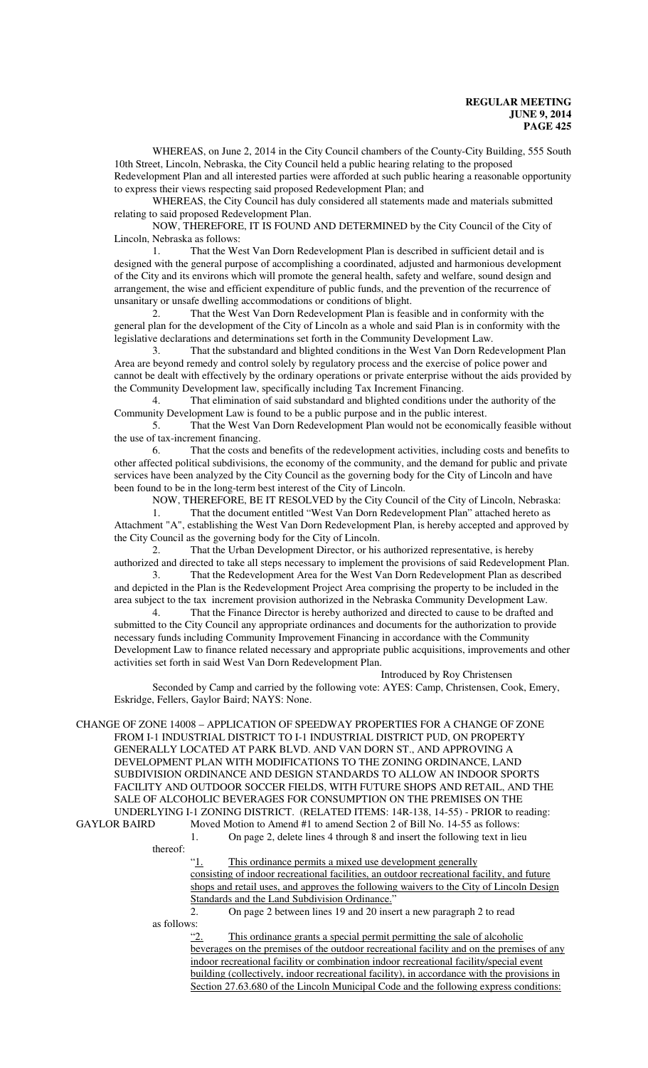WHEREAS, on June 2, 2014 in the City Council chambers of the County-City Building, 555 South 10th Street, Lincoln, Nebraska, the City Council held a public hearing relating to the proposed Redevelopment Plan and all interested parties were afforded at such public hearing a reasonable opportunity to express their views respecting said proposed Redevelopment Plan; and

WHEREAS, the City Council has duly considered all statements made and materials submitted relating to said proposed Redevelopment Plan.

NOW, THEREFORE, IT IS FOUND AND DETERMINED by the City Council of the City of Lincoln, Nebraska as follows:

1. That the West Van Dorn Redevelopment Plan is described in sufficient detail and is designed with the general purpose of accomplishing a coordinated, adjusted and harmonious development of the City and its environs which will promote the general health, safety and welfare, sound design and arrangement, the wise and efficient expenditure of public funds, and the prevention of the recurrence of unsanitary or unsafe dwelling accommodations or conditions of blight.

2. That the West Van Dorn Redevelopment Plan is feasible and in conformity with the general plan for the development of the City of Lincoln as a whole and said Plan is in conformity with the legislative declarations and determinations set forth in the Community Development Law.

3. That the substandard and blighted conditions in the West Van Dorn Redevelopment Plan Area are beyond remedy and control solely by regulatory process and the exercise of police power and cannot be dealt with effectively by the ordinary operations or private enterprise without the aids provided by the Community Development law, specifically including Tax Increment Financing.

4. That elimination of said substandard and blighted conditions under the authority of the Community Development Law is found to be a public purpose and in the public interest.

5. That the West Van Dorn Redevelopment Plan would not be economically feasible without the use of tax-increment financing.

6. That the costs and benefits of the redevelopment activities, including costs and benefits to other affected political subdivisions, the economy of the community, and the demand for public and private services have been analyzed by the City Council as the governing body for the City of Lincoln and have been found to be in the long-term best interest of the City of Lincoln.

NOW, THEREFORE, BE IT RESOLVED by the City Council of the City of Lincoln, Nebraska:

1. That the document entitled "West Van Dorn Redevelopment Plan" attached hereto as Attachment "A", establishing the West Van Dorn Redevelopment Plan, is hereby accepted and approved by the City Council as the governing body for the City of Lincoln.

2. That the Urban Development Director, or his authorized representative, is hereby authorized and directed to take all steps necessary to implement the provisions of said Redevelopment Plan.

3. That the Redevelopment Area for the West Van Dorn Redevelopment Plan as described and depicted in the Plan is the Redevelopment Project Area comprising the property to be included in the area subject to the tax increment provision authorized in the Nebraska Community Development Law.

4. That the Finance Director is hereby authorized and directed to cause to be drafted and submitted to the City Council any appropriate ordinances and documents for the authorization to provide necessary funds including Community Improvement Financing in accordance with the Community Development Law to finance related necessary and appropriate public acquisitions, improvements and other activities set forth in said West Van Dorn Redevelopment Plan.

Introduced by Roy Christensen

Seconded by Camp and carried by the following vote: AYES: Camp, Christensen, Cook, Emery, Eskridge, Fellers, Gaylor Baird; NAYS: None.

CHANGE OF ZONE 14008 – APPLICATION OF SPEEDWAY PROPERTIES FOR A CHANGE OF ZONE FROM I-1 INDUSTRIAL DISTRICT TO I-1 INDUSTRIAL DISTRICT PUD, ON PROPERTY GENERALLY LOCATED AT PARK BLVD. AND VAN DORN ST., AND APPROVING A DEVELOPMENT PLAN WITH MODIFICATIONS TO THE ZONING ORDINANCE, LAND SUBDIVISION ORDINANCE AND DESIGN STANDARDS TO ALLOW AN INDOOR SPORTS FACILITY AND OUTDOOR SOCCER FIELDS, WITH FUTURE SHOPS AND RETAIL, AND THE SALE OF ALCOHOLIC BEVERAGES FOR CONSUMPTION ON THE PREMISES ON THE UNDERLYING I-1 ZONING DISTRICT. (RELATED ITEMS: 14R-138, 14-55) - PRIOR to reading:

GAYLOR BAIRD Moved Motion to Amend #1 to amend Section 2 of Bill No. 14-55 as follows:

1. On page 2, delete lines 4 through 8 and insert the following text in lieu thereof:

"1. This ordinance permits a mixed use development generally consisting of indoor recreational facilities, an outdoor recreational facility, and future shops and retail uses, and approves the following waivers to the City of Lincoln Design Standards and the Land Subdivision Ordinance."

2. On page 2 between lines 19 and 20 insert a new paragraph 2 to read as follows:

"2. This ordinance grants a special permit permitting the sale of alcoholic beverages on the premises of the outdoor recreational facility and on the premises of any indoor recreational facility or combination indoor recreational facility/special event building (collectively, indoor recreational facility), in accordance with the provisions in Section 27.63.680 of the Lincoln Municipal Code and the following express conditions: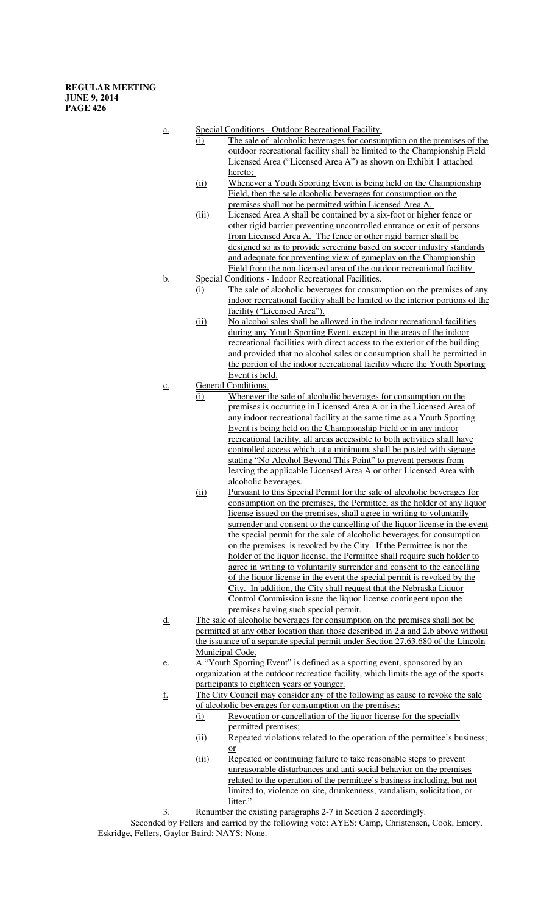a. Special Conditions - Outdoor Recreational Facility.
   - (i) The sale of alcoholic beverages for consumption on the premises of the outdoor recreational facility shall be limited to the Championship Field Licensed Area ("Licensed Area A") as shown on Exhibit 1 attached hereto;
   - (ii) Whenever a Youth Sporting Event is being held on the Championship Field, then the sale alcoholic beverages for consumption on the premises shall not be permitted within Licensed Area A.
   - (iii) Licensed Area A shall be contained by a six-foot or higher fence or other rigid barrier preventing uncontrolled entrance or exit of persons from Licensed Area A. The fence or other rigid barrier shall be designed so as to provide screening based on soccer industry standards and adequate for preventing view of gameplay on the Championship Field from the non-licensed area of the outdoor recreational facility.

b. Special Conditions - Indoor Recreational Facilities.
   - (i) The sale of alcoholic beverages for consumption on the premises of any indoor recreational facility shall be limited to the interior portions of the facility ("Licensed Area").
   - (ii) No alcohol sales shall be allowed in the indoor recreational facilities during any Youth Sporting Event, except in the areas of the indoor recreational facilities with direct access to the exterior of the building and provided that no alcohol sales or consumption shall be permitted in the portion of the indoor recreational facility where the Youth Sporting Event is held.

c. General Conditions.
   - (i) Whenever the sale of alcoholic beverages for consumption on the premises is occurring in Licensed Area A or in the Licensed Area of any indoor recreational facility at the same time as a Youth Sporting Event is being held on the Championship Field or in any indoor recreational facility, all areas accessible to both activities shall have controlled access which, at a minimum, shall be posted with signage stating "No Alcohol Beyond This Point" to prevent persons from leaving the applicable Licensed Area A or other Licensed Area with alcoholic beverages.
   - (ii) Pursuant to this Special Permit for the sale of alcoholic beverages for consumption on the premises, the Permittee, as the holder of any liquor license issued on the premises, shall agree in writing to voluntarily surrender and consent to the cancelling of the liquor license in the event the special permit for the sale of alcoholic beverages for consumption on the premises is revoked by the City. If the Permittee is not the holder of the liquor license, the Permittee shall require such holder to agree in writing to voluntarily surrender and consent to the cancelling of the liquor license in the event the special permit is revoked by the City. In addition, the City shall request that the Nebraska Liquor Control Commission issue the liquor license contingent upon the premises having such special permit.

d. The sale of alcoholic beverages for consumption on the premises shall not be permitted at any other location than those described in 2.a and 2.b above without the issuance of a separate special permit under Section 27.63.680 of the Lincoln Municipal Code.

e. A "Youth Sporting Event" is defined as a sporting event, sponsored by an organization at the outdoor recreation facility, which limits the age of the sports participants to eighteen years or younger.

f. The City Council may consider any of the following as cause to revoke the sale of alcoholic beverages for consumption on the premises:
   - (i) Revocation or cancellation of the liquor license for the specially permitted premises;
   - (ii) Repeated violations related to the operation of the permittee's business; or
   - (iii) Repeated or continuing failure to take reasonable steps to prevent unreasonable disturbances and anti-social behavior on the premises related to the operation of the permittee's business including, but not limited to, violence on site, drunkenness, vandalism, solicitation, or litter."

3. Renumber the existing paragraphs 2-7 in Section 2 accordingly.

Seconded by Fellers and carried by the following vote: AYES: Camp, Christensen, Cook, Emery, Eskridge, Fellers, Gaylor Baird; NAYS: None.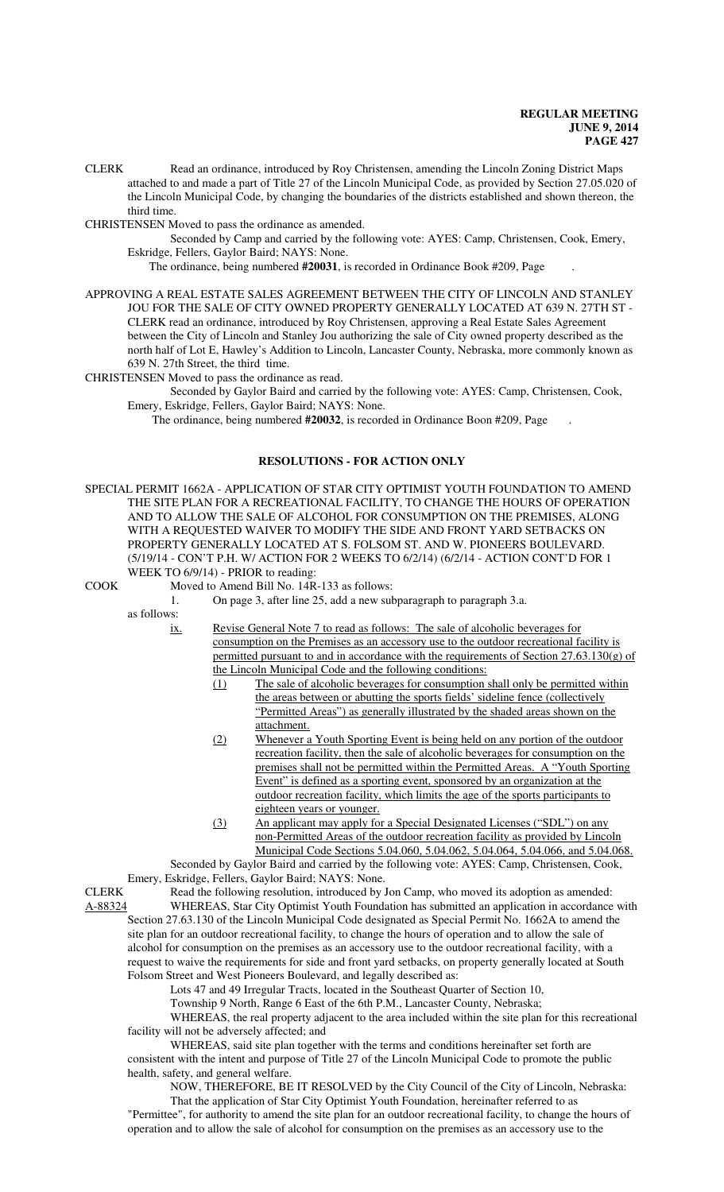CLERK Read an ordinance, introduced by Roy Christensen, amending the Lincoln Zoning District Maps attached to and made a part of Title 27 of the Lincoln Municipal Code, as provided by Section 27.05.020 of the Lincoln Municipal Code, by changing the boundaries of the districts established and shown thereon, the third time.

CHRISTENSEN Moved to pass the ordinance as amended.

Seconded by Camp and carried by the following vote: AYES: Camp, Christensen, Cook, Emery, Eskridge, Fellers, Gaylor Baird; NAYS: None.

The ordinance, being numbered **#20031**, is recorded in Ordinance Book #209, Page .

APPROVING A REAL ESTATE SALES AGREEMENT BETWEEN THE CITY OF LINCOLN AND STANLEY JOU FOR THE SALE OF CITY OWNED PROPERTY GENERALLY LOCATED AT 639 N. 27TH ST - CLERK read an ordinance, introduced by Roy Christensen, approving a Real Estate Sales Agreement between the City of Lincoln and Stanley Jou authorizing the sale of City owned property described as the north half of Lot E, Hawley's Addition to Lincoln, Lancaster County, Nebraska, more commonly known as 639 N. 27th Street, the third time.

CHRISTENSEN Moved to pass the ordinance as read.

Seconded by Gaylor Baird and carried by the following vote: AYES: Camp, Christensen, Cook, Emery, Eskridge, Fellers, Gaylor Baird; NAYS: None.

The ordinance, being numbered **#20032**, is recorded in Ordinance Boon #209, Page .

## RESOLUTIONS - FOR ACTION ONLY

SPECIAL PERMIT 1662A - APPLICATION OF STAR CITY OPTIMIST YOUTH FOUNDATION TO AMEND THE SITE PLAN FOR A RECREATIONAL FACILITY, TO CHANGE THE HOURS OF OPERATION AND TO ALLOW THE SALE OF ALCOHOL FOR CONSUMPTION ON THE PREMISES, ALONG WITH A REQUESTED WAIVER TO MODIFY THE SIDE AND FRONT YARD SETBACKS ON PROPERTY GENERALLY LOCATED AT S. FOLSOM ST. AND W. PIONEERS BOULEVARD. (5/19/14 - CON'T P.H. W/ ACTION FOR 2 WEEKS TO 6/2/14) (6/2/14 - ACTION CONT'D FOR 1 WEEK TO 6/9/14) - PRIOR to reading:

COOK Moved to Amend Bill No. 14R-133 as follows:

1. On page 3, after line 25, add a new subparagraph to paragraph 3.a. as follows:

   ix. Revise General Note 7 to read as follows: The sale of alcoholic beverages for consumption on the Premises as an accessory use to the outdoor recreational facility is permitted pursuant to and in accordance with the requirements of Section 27.63.130(g) of the Lincoln Municipal Code and the following conditions:

   (1) The sale of alcoholic beverages for consumption shall only be permitted within the areas between or abutting the sports fields' sideline fence (collectively "Permitted Areas") as generally illustrated by the shaded areas shown on the attachment.

   (2) Whenever a Youth Sporting Event is being held on any portion of the outdoor recreation facility, then the sale of alcoholic beverages for consumption on the premises shall not be permitted within the Permitted Areas. A "Youth Sporting Event" is defined as a sporting event, sponsored by an organization at the outdoor recreation facility, which limits the age of the sports participants to eighteen years or younger.

   (3) An applicant may apply for a Special Designated Licenses ("SDL") on any non-Permitted Areas of the outdoor recreation facility as provided by Lincoln Municipal Code Sections 5.04.060, 5.04.062, 5.04.064, 5.04.066, and 5.04.068.

Seconded by Gaylor Baird and carried by the following vote: AYES: Camp, Christensen, Cook, Emery, Eskridge, Fellers, Gaylor Baird; NAYS: None.

CLERK Read the following resolution, introduced by Jon Camp, who moved its adoption as amended:

A-88324 WHEREAS, Star City Optimist Youth Foundation has submitted an application in accordance with Section 27.63.130 of the Lincoln Municipal Code designated as Special Permit No. 1662A to amend the site plan for an outdoor recreational facility, to change the hours of operation and to allow the sale of alcohol for consumption on the premises as an accessory use to the outdoor recreational facility, with a request to waive the requirements for side and front yard setbacks, on property generally located at South Folsom Street and West Pioneers Boulevard, and legally described as:

Lots 47 and 49 Irregular Tracts, located in the Southeast Quarter of Section 10, Township 9 North, Range 6 East of the 6th P.M., Lancaster County, Nebraska;

WHEREAS, the real property adjacent to the area included within the site plan for this recreational facility will not be adversely affected; and

WHEREAS, said site plan together with the terms and conditions hereinafter set forth are consistent with the intent and purpose of Title 27 of the Lincoln Municipal Code to promote the public health, safety, and general welfare.

NOW, THEREFORE, BE IT RESOLVED by the City Council of the City of Lincoln, Nebraska:

That the application of Star City Optimist Youth Foundation, hereinafter referred to as "Permittee", for authority to amend the site plan for an outdoor recreational facility, to change the hours of operation and to allow the sale of alcohol for consumption on the premises as an accessory use to the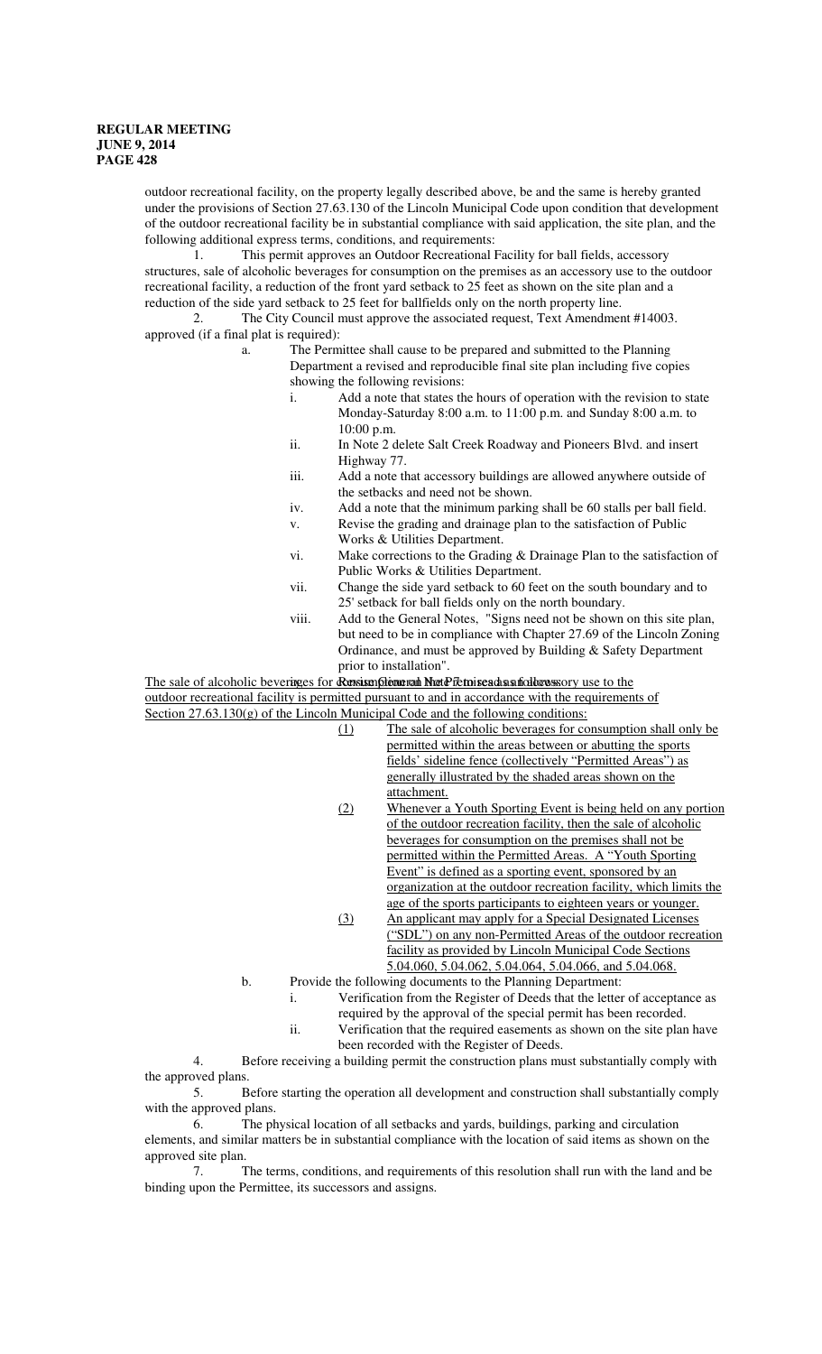outdoor recreational facility, on the property legally described above, be and the same is hereby granted under the provisions of Section 27.63.130 of the Lincoln Municipal Code upon condition that development of the outdoor recreational facility be in substantial compliance with said application, the site plan, and the following additional express terms, conditions, and requirements:

1. This permit approves an Outdoor Recreational Facility for ball fields, accessory structures, sale of alcoholic beverages for consumption on the premises as an accessory use to the outdoor recreational facility, a reduction of the front yard setback to 25 feet as shown on the site plan and a reduction of the side yard setback to 25 feet for ballfields only on the north property line.

2. The City Council must approve the associated request, Text Amendment #14003. approved (if a final plat is required):

a. The Permittee shall cause to be prepared and submitted to the Planning Department a revised and reproducible final site plan including five copies showing the following revisions:

i. Add a note that states the hours of operation with the revision to state Monday-Saturday 8:00 a.m. to 11:00 p.m. and Sunday 8:00 a.m. to 10:00 p.m.

ii. In Note 2 delete Salt Creek Roadway and Pioneers Blvd. and insert Highway 77.

iii. Add a note that accessory buildings are allowed anywhere outside of the setbacks and need not be shown.

iv. Add a note that the minimum parking shall be 60 stalls per ball field.

v. Revise the grading and drainage plan to the satisfaction of Public Works & Utilities Department.

vi. Make corrections to the Grading & Drainage Plan to the satisfaction of Public Works & Utilities Department.

vii. Change the side yard setback to 60 feet on the south boundary and to 25' setback for ball fields only on the north boundary.

viii. Add to the General Notes, "Signs need not be shown on this site plan, but need to be in compliance with Chapter 27.69 of the Lincoln Zoning Ordinance, and must be approved by Building & Safety Department prior to installation".

The sale of alcoholic beverages for consumption on the premises as an accessory use to the outdoor recreational facility is permitted pursuant to and in accordance with the requirements of Section 27.63.130(g) of the Lincoln Municipal Code and the following conditions:

(1) The sale of alcoholic beverages for consumption shall only be permitted within the areas between or abutting the sports fields' sideline fence (collectively "Permitted Areas") as generally illustrated by the shaded areas shown on the attachment.

(2) Whenever a Youth Sporting Event is being held on any portion of the outdoor recreation facility, then the sale of alcoholic beverages for consumption on the premises shall not be permitted within the Permitted Areas. A "Youth Sporting Event" is defined as a sporting event, sponsored by an organization at the outdoor recreation facility, which limits the age of the sports participants to eighteen years or younger.

(3) An applicant may apply for a Special Designated Licenses ("SDL") on any non-Permitted Areas of the outdoor recreation facility as provided by Lincoln Municipal Code Sections 5.04.060, 5.04.062, 5.04.064, 5.04.066, and 5.04.068.

b. Provide the following documents to the Planning Department:

i. Verification from the Register of Deeds that the letter of acceptance as required by the approval of the special permit has been recorded.

ii. Verification that the required easements as shown on the site plan have been recorded with the Register of Deeds.

4. Before receiving a building permit the construction plans must substantially comply with the approved plans.

5. Before starting the operation all development and construction shall substantially comply with the approved plans.

6. The physical location of all setbacks and yards, buildings, parking and circulation elements, and similar matters be in substantial compliance with the location of said items as shown on the approved site plan.

7. The terms, conditions, and requirements of this resolution shall run with the land and be binding upon the Permittee, its successors and assigns.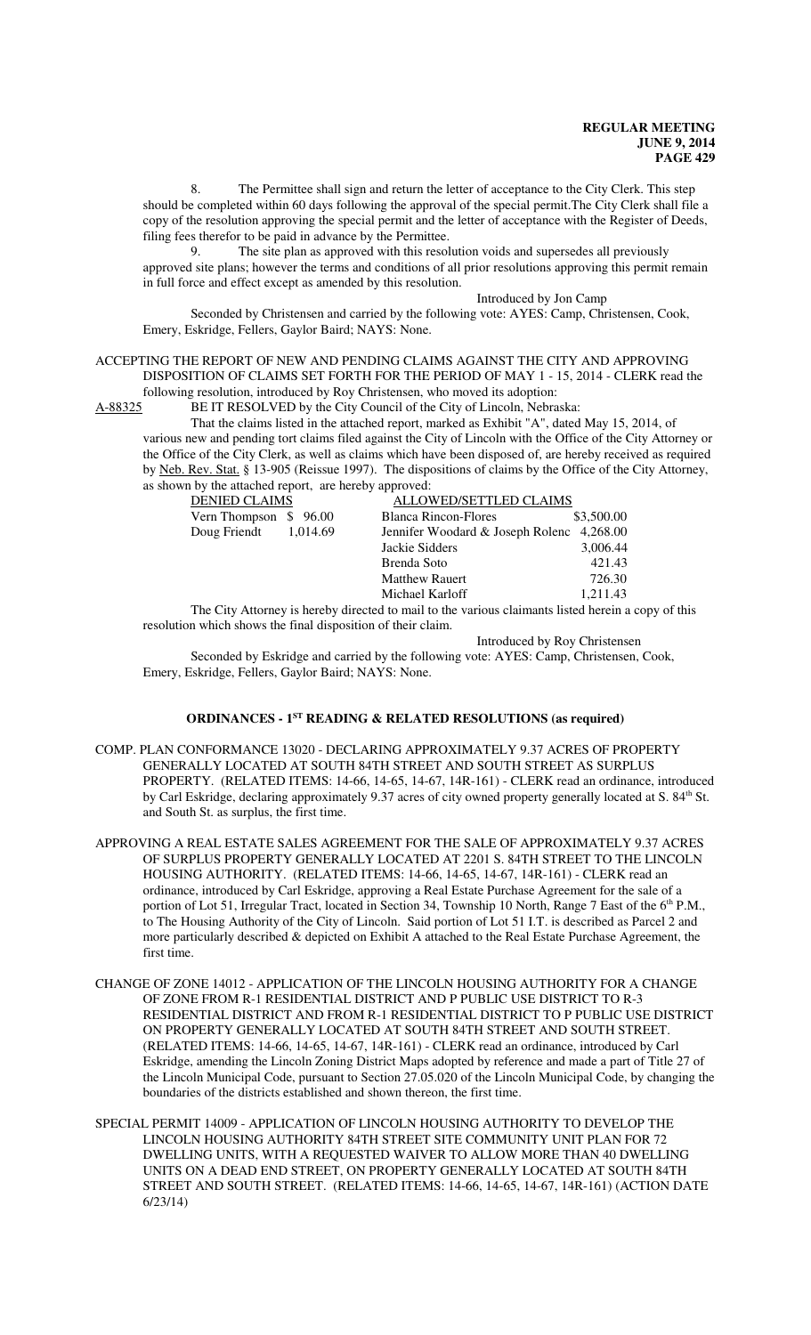8. The Permittee shall sign and return the letter of acceptance to the City Clerk. This step should be completed within 60 days following the approval of the special permit.The City Clerk shall file a copy of the resolution approving the special permit and the letter of acceptance with the Register of Deeds, filing fees therefor to be paid in advance by the Permittee.

9. The site plan as approved with this resolution voids and supersedes all previously approved site plans; however the terms and conditions of all prior resolutions approving this permit remain in full force and effect except as amended by this resolution.

Introduced by Jon Camp

Seconded by Christensen and carried by the following vote: AYES: Camp, Christensen, Cook, Emery, Eskridge, Fellers, Gaylor Baird; NAYS: None.

ACCEPTING THE REPORT OF NEW AND PENDING CLAIMS AGAINST THE CITY AND APPROVING DISPOSITION OF CLAIMS SET FORTH FOR THE PERIOD OF MAY 1 - 15, 2014 - CLERK read the following resolution, introduced by Roy Christensen, who moved its adoption:

A-88325 BE IT RESOLVED by the City Council of the City of Lincoln, Nebraska:

That the claims listed in the attached report, marked as Exhibit "A", dated May 15, 2014, of various new and pending tort claims filed against the City of Lincoln with the Office of the City Attorney or the Office of the City Clerk, as well as claims which have been disposed of, are hereby received as required by Neb. Rev. Stat. § 13-905 (Reissue 1997). The dispositions of claims by the Office of the City Attorney, as shown by the attached report, are hereby approved:

| DENIED CLAIMS | | ALLOWED/SETTLED CLAIMS | |
|---|---|---|---|
| Vern Thompson | $ 96.00 | Blanca Rincon-Flores | $3,500.00 |
| Doug Friendt | 1,014.69 | Jennifer Woodard & Joseph Rolenc | 4,268.00 |
| | | Jackie Sidders | 3,006.44 |
| | | Brenda Soto | 421.43 |
| | | Matthew Rauert | 726.30 |
| | | Michael Karloff | 1,211.43 |

The City Attorney is hereby directed to mail to the various claimants listed herein a copy of this resolution which shows the final disposition of their claim.

Introduced by Roy Christensen

Seconded by Eskridge and carried by the following vote: AYES: Camp, Christensen, Cook, Emery, Eskridge, Fellers, Gaylor Baird; NAYS: None.

## ORDINANCES - 1ST READING & RELATED RESOLUTIONS (as required)

COMP. PLAN CONFORMANCE 13020 - DECLARING APPROXIMATELY 9.37 ACRES OF PROPERTY GENERALLY LOCATED AT SOUTH 84TH STREET AND SOUTH STREET AS SURPLUS PROPERTY. (RELATED ITEMS: 14-66, 14-65, 14-67, 14R-161) - CLERK read an ordinance, introduced by Carl Eskridge, declaring approximately 9.37 acres of city owned property generally located at S. 84th St. and South St. as surplus, the first time.

APPROVING A REAL ESTATE SALES AGREEMENT FOR THE SALE OF APPROXIMATELY 9.37 ACRES OF SURPLUS PROPERTY GENERALLY LOCATED AT 2201 S. 84TH STREET TO THE LINCOLN HOUSING AUTHORITY. (RELATED ITEMS: 14-66, 14-65, 14-67, 14R-161) - CLERK read an ordinance, introduced by Carl Eskridge, approving a Real Estate Purchase Agreement for the sale of a portion of Lot 51, Irregular Tract, located in Section 34, Township 10 North, Range 7 East of the 6th P.M., to The Housing Authority of the City of Lincoln. Said portion of Lot 51 I.T. is described as Parcel 2 and more particularly described & depicted on Exhibit A attached to the Real Estate Purchase Agreement, the first time.

CHANGE OF ZONE 14012 - APPLICATION OF THE LINCOLN HOUSING AUTHORITY FOR A CHANGE OF ZONE FROM R-1 RESIDENTIAL DISTRICT AND P PUBLIC USE DISTRICT TO R-3 RESIDENTIAL DISTRICT AND FROM R-1 RESIDENTIAL DISTRICT TO P PUBLIC USE DISTRICT ON PROPERTY GENERALLY LOCATED AT SOUTH 84TH STREET AND SOUTH STREET. (RELATED ITEMS: 14-66, 14-65, 14-67, 14R-161) - CLERK read an ordinance, introduced by Carl Eskridge, amending the Lincoln Zoning District Maps adopted by reference and made a part of Title 27 of the Lincoln Municipal Code, pursuant to Section 27.05.020 of the Lincoln Municipal Code, by changing the boundaries of the districts established and shown thereon, the first time.

SPECIAL PERMIT 14009 - APPLICATION OF LINCOLN HOUSING AUTHORITY TO DEVELOP THE LINCOLN HOUSING AUTHORITY 84TH STREET SITE COMMUNITY UNIT PLAN FOR 72 DWELLING UNITS, WITH A REQUESTED WAIVER TO ALLOW MORE THAN 40 DWELLING UNITS ON A DEAD END STREET, ON PROPERTY GENERALLY LOCATED AT SOUTH 84TH STREET AND SOUTH STREET. (RELATED ITEMS: 14-66, 14-65, 14-67, 14R-161) (ACTION DATE 6/23/14)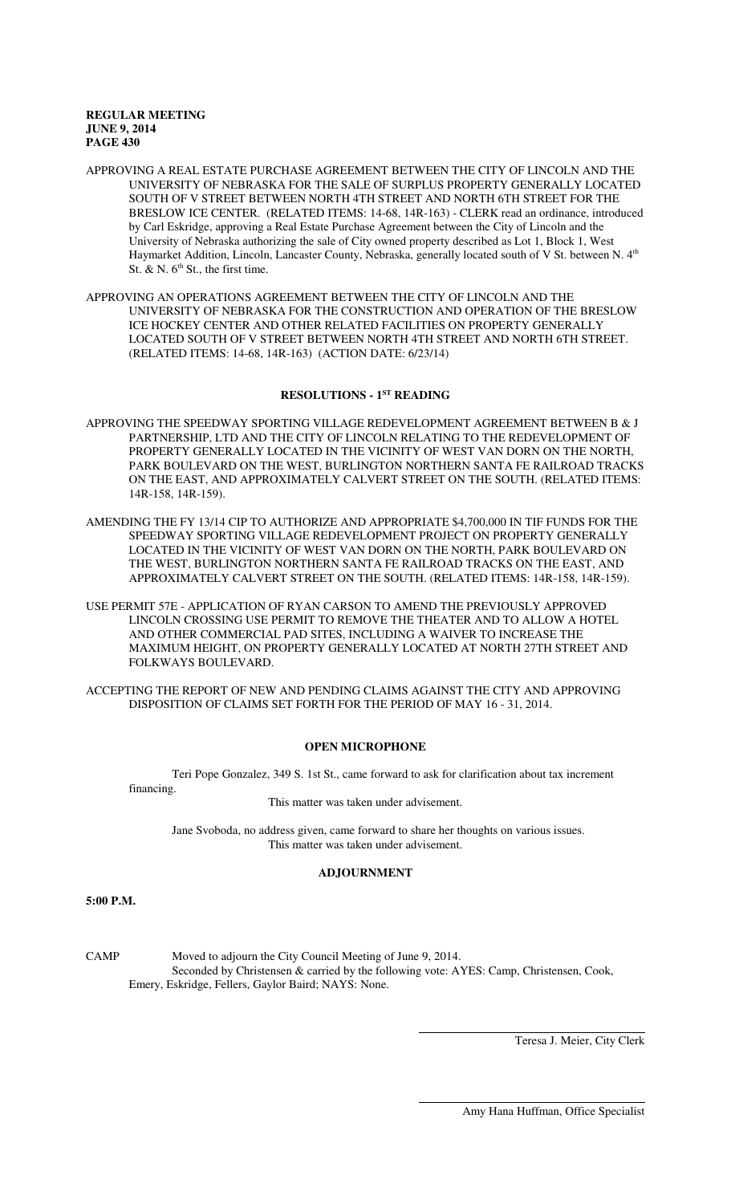APPROVING A REAL ESTATE PURCHASE AGREEMENT BETWEEN THE CITY OF LINCOLN AND THE UNIVERSITY OF NEBRASKA FOR THE SALE OF SURPLUS PROPERTY GENERALLY LOCATED SOUTH OF V STREET BETWEEN NORTH 4TH STREET AND NORTH 6TH STREET FOR THE BRESLOW ICE CENTER. (RELATED ITEMS: 14-68, 14R-163) - CLERK read an ordinance, introduced by Carl Eskridge, approving a Real Estate Purchase Agreement between the City of Lincoln and the University of Nebraska authorizing the sale of City owned property described as Lot 1, Block 1, West Haymarket Addition, Lincoln, Lancaster County, Nebraska, generally located south of V St. between N. 4th St. & N. 6th St., the first time.

APPROVING AN OPERATIONS AGREEMENT BETWEEN THE CITY OF LINCOLN AND THE UNIVERSITY OF NEBRASKA FOR THE CONSTRUCTION AND OPERATION OF THE BRESLOW ICE HOCKEY CENTER AND OTHER RELATED FACILITIES ON PROPERTY GENERALLY LOCATED SOUTH OF V STREET BETWEEN NORTH 4TH STREET AND NORTH 6TH STREET. (RELATED ITEMS: 14-68, 14R-163) (ACTION DATE: 6/23/14)

## RESOLUTIONS - 1ST READING

APPROVING THE SPEEDWAY SPORTING VILLAGE REDEVELOPMENT AGREEMENT BETWEEN B & J PARTNERSHIP, LTD AND THE CITY OF LINCOLN RELATING TO THE REDEVELOPMENT OF PROPERTY GENERALLY LOCATED IN THE VICINITY OF WEST VAN DORN ON THE NORTH, PARK BOULEVARD ON THE WEST, BURLINGTON NORTHERN SANTA FE RAILROAD TRACKS ON THE EAST, AND APPROXIMATELY CALVERT STREET ON THE SOUTH. (RELATED ITEMS: 14R-158, 14R-159).

AMENDING THE FY 13/14 CIP TO AUTHORIZE AND APPROPRIATE $4,700,000 IN TIF FUNDS FOR THE SPEEDWAY SPORTING VILLAGE REDEVELOPMENT PROJECT ON PROPERTY GENERALLY LOCATED IN THE VICINITY OF WEST VAN DORN ON THE NORTH, PARK BOULEVARD ON THE WEST, BURLINGTON NORTHERN SANTA FE RAILROAD TRACKS ON THE EAST, AND APPROXIMATELY CALVERT STREET ON THE SOUTH. (RELATED ITEMS: 14R-158, 14R-159).

USE PERMIT 57E - APPLICATION OF RYAN CARSON TO AMEND THE PREVIOUSLY APPROVED LINCOLN CROSSING USE PERMIT TO REMOVE THE THEATER AND TO ALLOW A HOTEL AND OTHER COMMERCIAL PAD SITES, INCLUDING A WAIVER TO INCREASE THE MAXIMUM HEIGHT, ON PROPERTY GENERALLY LOCATED AT NORTH 27TH STREET AND FOLKWAYS BOULEVARD.

ACCEPTING THE REPORT OF NEW AND PENDING CLAIMS AGAINST THE CITY AND APPROVING DISPOSITION OF CLAIMS SET FORTH FOR THE PERIOD OF MAY 16 - 31, 2014.

## OPEN MICROPHONE

Teri Pope Gonzalez, 349 S. 1st St., came forward to ask for clarification about tax increment financing.

This matter was taken under advisement.

Jane Svoboda, no address given, came forward to share her thoughts on various issues.

This matter was taken under advisement.

## ADJOURNMENT

**5:00 P.M.**

CAMP Moved to adjourn the City Council Meeting of June 9, 2014.

Seconded by Christensen & carried by the following vote: AYES: Camp, Christensen, Cook, Emery, Eskridge, Fellers, Gaylor Baird; NAYS: None.

Teresa J. Meier, City Clerk

Amy Hana Huffman, Office Specialist